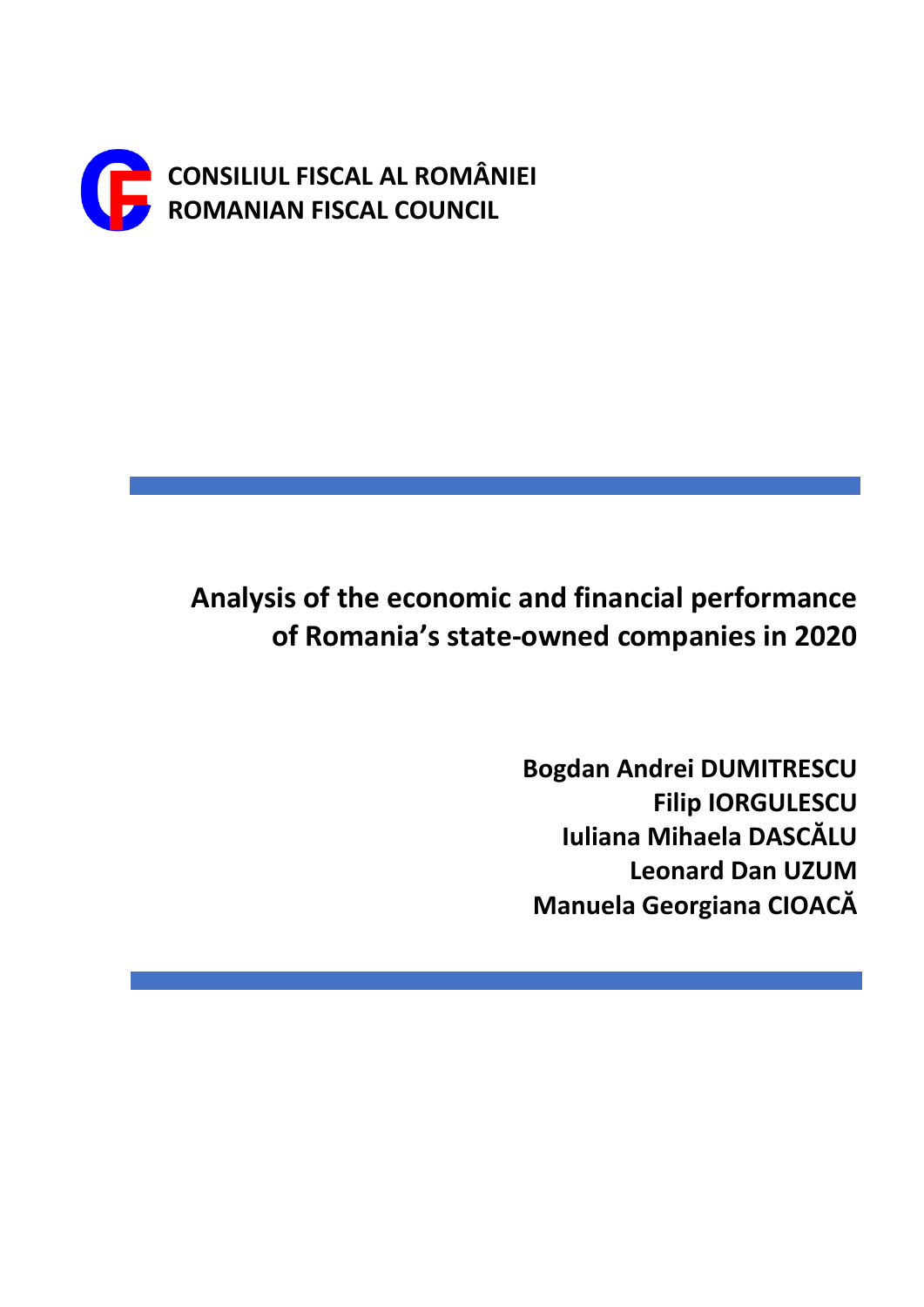**CONSILIUL FISCAL AL ROMÂNIEI**
**ROMANIAN FISCAL COUNCIL**

# Analysis of the economic and financial performance of Romania's state-owned companies in 2020

**Bogdan Andrei DUMITRESCU**
**Filip IORGULESCU**
**Iuliana Mihaela DASCĂLU**
**Leonard Dan UZUM**
**Manuela Georgiana CIOACĂ**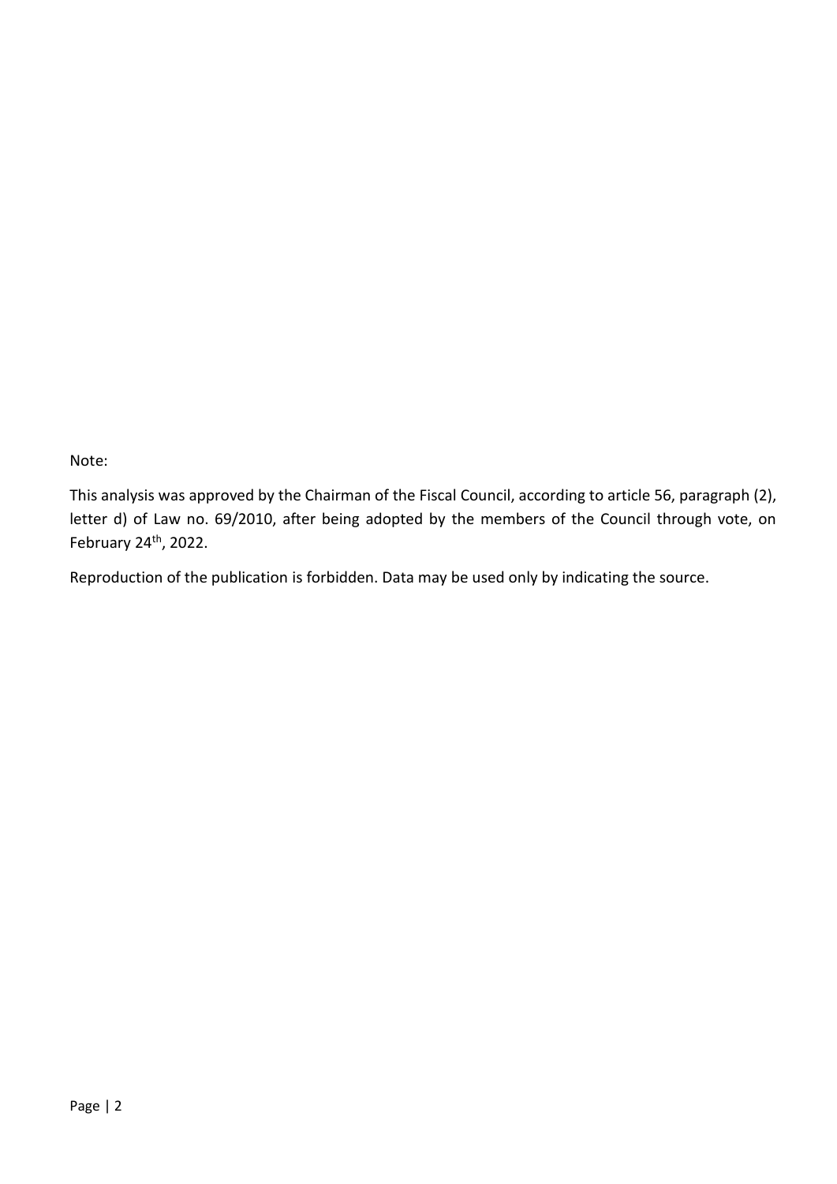Note:

This analysis was approved by the Chairman of the Fiscal Council, according to article 56, paragraph (2), letter d) of Law no. 69/2010, after being adopted by the members of the Council through vote, on February 24th, 2022.

Reproduction of the publication is forbidden. Data may be used only by indicating the source.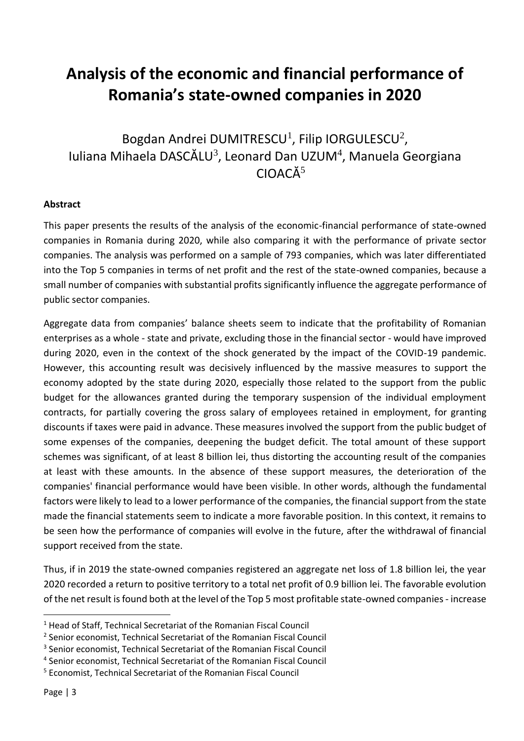# Analysis of the economic and financial performance of Romania's state-owned companies in 2020

Bogdan Andrei DUMITRESCU[1], Filip IORGULESCU[2], Iuliana Mihaela DASCĂLU[3], Leonard Dan UZUM[4], Manuela Georgiana CIOACĂ[5]

### Abstract

This paper presents the results of the analysis of the economic-financial performance of state-owned companies in Romania during 2020, while also comparing it with the performance of private sector companies. The analysis was performed on a sample of 793 companies, which was later differentiated into the Top 5 companies in terms of net profit and the rest of the state-owned companies, because a small number of companies with substantial profits significantly influence the aggregate performance of public sector companies.

Aggregate data from companies' balance sheets seem to indicate that the profitability of Romanian enterprises as a whole - state and private, excluding those in the financial sector - would have improved during 2020, even in the context of the shock generated by the impact of the COVID-19 pandemic. However, this accounting result was decisively influenced by the massive measures to support the economy adopted by the state during 2020, especially those related to the support from the public budget for the allowances granted during the temporary suspension of the individual employment contracts, for partially covering the gross salary of employees retained in employment, for granting discounts if taxes were paid in advance. These measures involved the support from the public budget of some expenses of the companies, deepening the budget deficit. The total amount of these support schemes was significant, of at least 8 billion lei, thus distorting the accounting result of the companies at least with these amounts. In the absence of these support measures, the deterioration of the companies' financial performance would have been visible. In other words, although the fundamental factors were likely to lead to a lower performance of the companies, the financial support from the state made the financial statements seem to indicate a more favorable position. In this context, it remains to be seen how the performance of companies will evolve in the future, after the withdrawal of financial support received from the state.

Thus, if in 2019 the state-owned companies registered an aggregate net loss of 1.8 billion lei, the year 2020 recorded a return to positive territory to a total net profit of 0.9 billion lei. The favorable evolution of the net result is found both at the level of the Top 5 most profitable state-owned companies - increase

[1] Head of Staff, Technical Secretariat of the Romanian Fiscal Council

[2] Senior economist, Technical Secretariat of the Romanian Fiscal Council

[3] Senior economist, Technical Secretariat of the Romanian Fiscal Council

[4] Senior economist, Technical Secretariat of the Romanian Fiscal Council

[5] Economist, Technical Secretariat of the Romanian Fiscal Council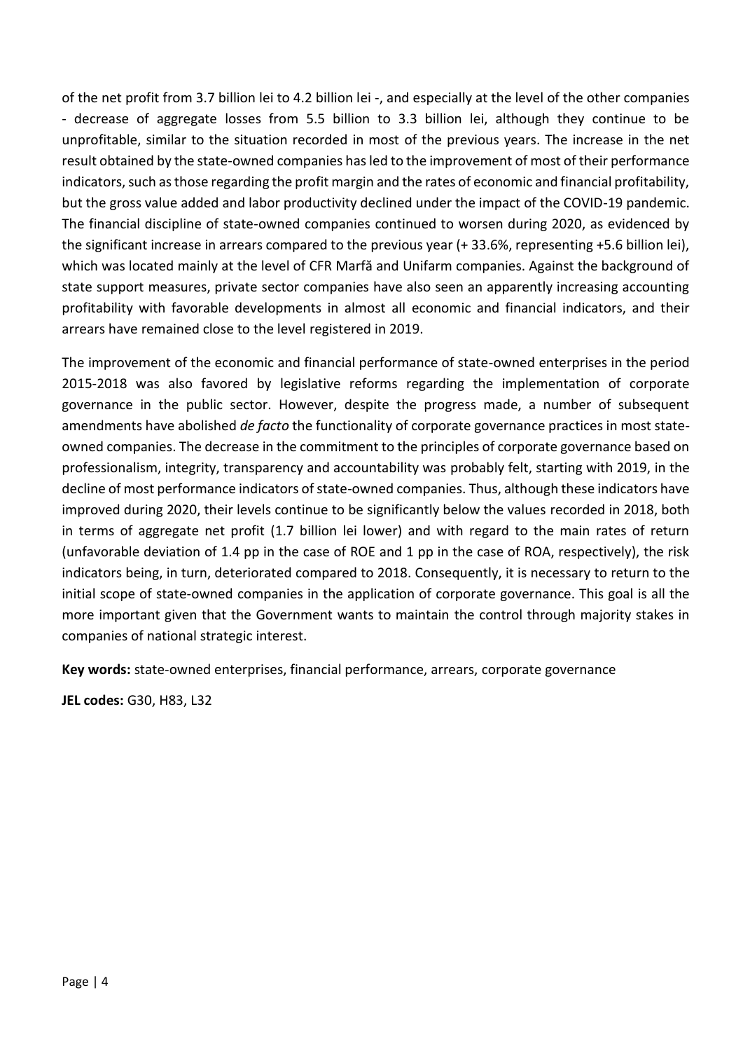of the net profit from 3.7 billion lei to 4.2 billion lei -, and especially at the level of the other companies - decrease of aggregate losses from 5.5 billion to 3.3 billion lei, although they continue to be unprofitable, similar to the situation recorded in most of the previous years. The increase in the net result obtained by the state-owned companies has led to the improvement of most of their performance indicators, such as those regarding the profit margin and the rates of economic and financial profitability, but the gross value added and labor productivity declined under the impact of the COVID-19 pandemic. The financial discipline of state-owned companies continued to worsen during 2020, as evidenced by the significant increase in arrears compared to the previous year (+ 33.6%, representing +5.6 billion lei), which was located mainly at the level of CFR Marfă and Unifarm companies. Against the background of state support measures, private sector companies have also seen an apparently increasing accounting profitability with favorable developments in almost all economic and financial indicators, and their arrears have remained close to the level registered in 2019.

The improvement of the economic and financial performance of state-owned enterprises in the period 2015-2018 was also favored by legislative reforms regarding the implementation of corporate governance in the public sector. However, despite the progress made, a number of subsequent amendments have abolished *de facto* the functionality of corporate governance practices in most state-owned companies. The decrease in the commitment to the principles of corporate governance based on professionalism, integrity, transparency and accountability was probably felt, starting with 2019, in the decline of most performance indicators of state-owned companies. Thus, although these indicators have improved during 2020, their levels continue to be significantly below the values recorded in 2018, both in terms of aggregate net profit (1.7 billion lei lower) and with regard to the main rates of return (unfavorable deviation of 1.4 pp in the case of ROE and 1 pp in the case of ROA, respectively), the risk indicators being, in turn, deteriorated compared to 2018. Consequently, it is necessary to return to the initial scope of state-owned companies in the application of corporate governance. This goal is all the more important given that the Government wants to maintain the control through majority stakes in companies of national strategic interest.

**Key words:** state-owned enterprises, financial performance, arrears, corporate governance

**JEL codes:** G30, H83, L32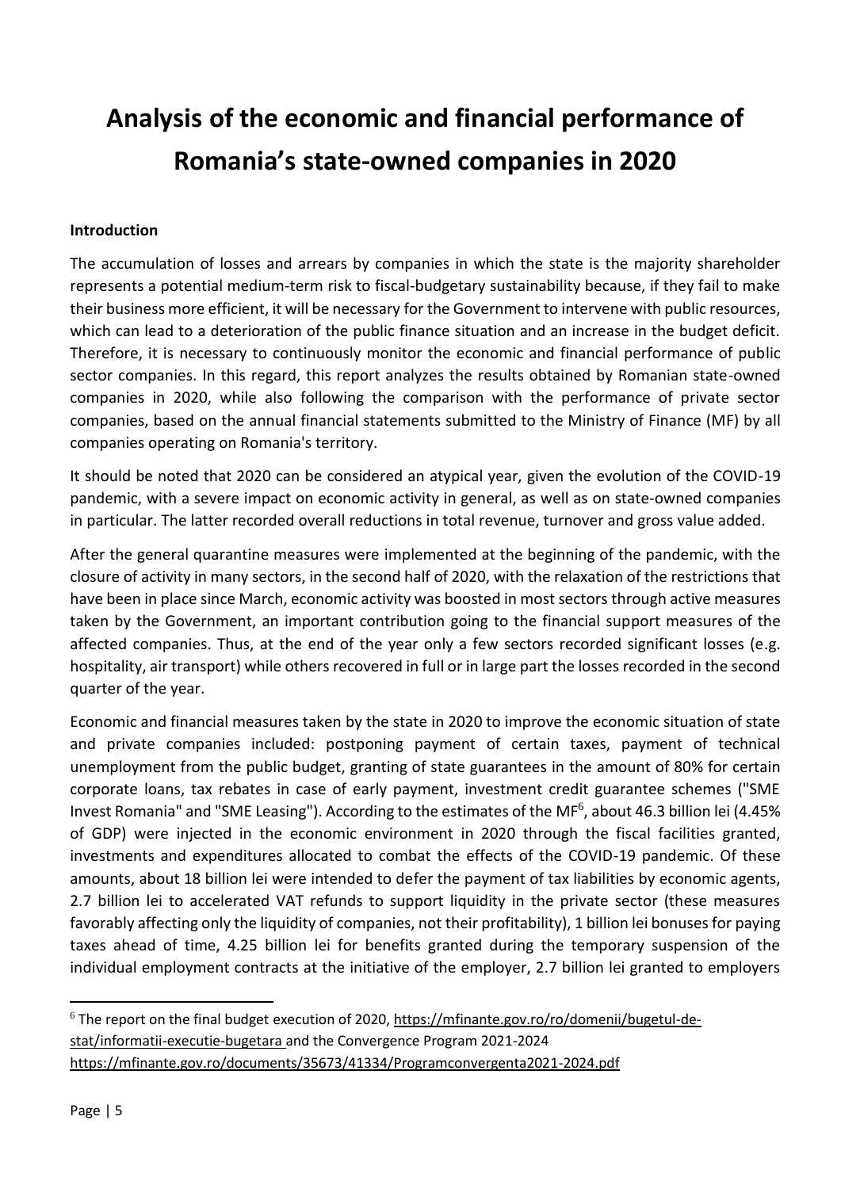# Analysis of the economic and financial performance of Romania's state-owned companies in 2020

**Introduction**

The accumulation of losses and arrears by companies in which the state is the majority shareholder represents a potential medium-term risk to fiscal-budgetary sustainability because, if they fail to make their business more efficient, it will be necessary for the Government to intervene with public resources, which can lead to a deterioration of the public finance situation and an increase in the budget deficit. Therefore, it is necessary to continuously monitor the economic and financial performance of public sector companies. In this regard, this report analyzes the results obtained by Romanian state-owned companies in 2020, while also following the comparison with the performance of private sector companies, based on the annual financial statements submitted to the Ministry of Finance (MF) by all companies operating on Romania's territory.

It should be noted that 2020 can be considered an atypical year, given the evolution of the COVID-19 pandemic, with a severe impact on economic activity in general, as well as on state-owned companies in particular. The latter recorded overall reductions in total revenue, turnover and gross value added.

After the general quarantine measures were implemented at the beginning of the pandemic, with the closure of activity in many sectors, in the second half of 2020, with the relaxation of the restrictions that have been in place since March, economic activity was boosted in most sectors through active measures taken by the Government, an important contribution going to the financial support measures of the affected companies. Thus, at the end of the year only a few sectors recorded significant losses (e.g. hospitality, air transport) while others recovered in full or in large part the losses recorded in the second quarter of the year.

Economic and financial measures taken by the state in 2020 to improve the economic situation of state and private companies included: postponing payment of certain taxes, payment of technical unemployment from the public budget, granting of state guarantees in the amount of 80% for certain corporate loans, tax rebates in case of early payment, investment credit guarantee schemes ("SME Invest Romania" and "SME Leasing"). According to the estimates of the MF[6], about 46.3 billion lei (4.45% of GDP) were injected in the economic environment in 2020 through the fiscal facilities granted, investments and expenditures allocated to combat the effects of the COVID-19 pandemic. Of these amounts, about 18 billion lei were intended to defer the payment of tax liabilities by economic agents, 2.7 billion lei to accelerated VAT refunds to support liquidity in the private sector (these measures favorably affecting only the liquidity of companies, not their profitability), 1 billion lei bonuses for paying taxes ahead of time, 4.25 billion lei for benefits granted during the temporary suspension of the individual employment contracts at the initiative of the employer, 2.7 billion lei granted to employers

[6] The report on the final budget execution of 2020, https://mfinante.gov.ro/ro/domenii/bugetul-de-stat/informatii-executie-bugetara and the Convergence Program 2021-2024 https://mfinante.gov.ro/documents/35673/41334/Programconvergenta2021-2024.pdf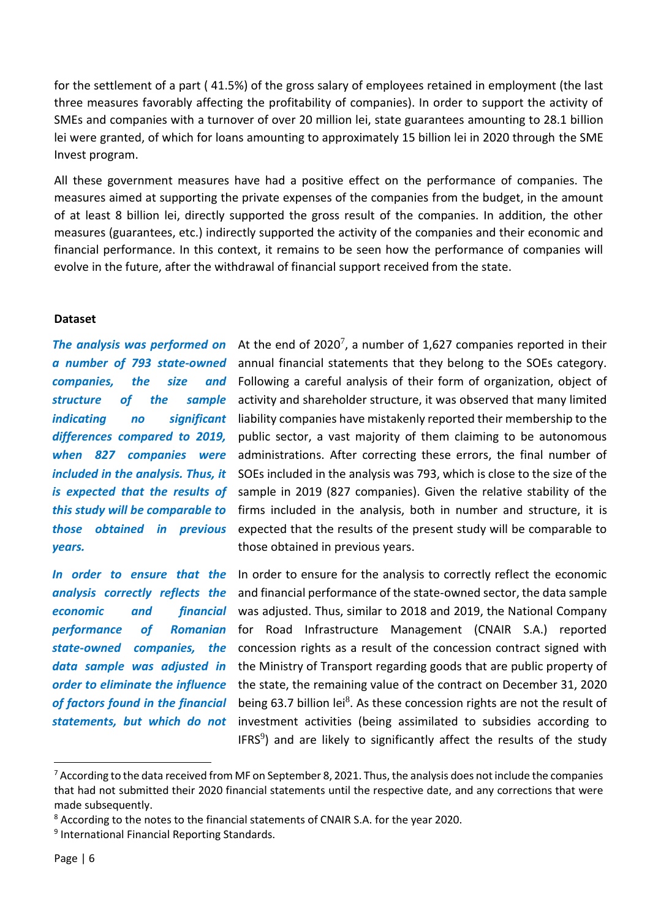for the settlement of a part ( 41.5%) of the gross salary of employees retained in employment (the last three measures favorably affecting the profitability of companies). In order to support the activity of SMEs and companies with a turnover of over 20 million lei, state guarantees amounting to 28.1 billion lei were granted, of which for loans amounting to approximately 15 billion lei in 2020 through the SME Invest program.

All these government measures have had a positive effect on the performance of companies. The measures aimed at supporting the private expenses of the companies from the budget, in the amount of at least 8 billion lei, directly supported the gross result of the companies. In addition, the other measures (guarantees, etc.) indirectly supported the activity of the companies and their economic and financial performance. In this context, it remains to be seen how the performance of companies will evolve in the future, after the withdrawal of financial support received from the state.

**Dataset**

***The analysis was performed on a number of 793 state-owned companies, the size and structure of the sample indicating no significant differences compared to 2019, when 827 companies were included in the analysis. Thus, it is expected that the results of this study will be comparable to those obtained in previous years.***

At the end of 2020[7], a number of 1,627 companies reported in their annual financial statements that they belong to the SOEs category. Following a careful analysis of their form of organization, object of activity and shareholder structure, it was observed that many limited liability companies have mistakenly reported their membership to the public sector, a vast majority of them claiming to be autonomous administrations. After correcting these errors, the final number of SOEs included in the analysis was 793, which is close to the size of the sample in 2019 (827 companies). Given the relative stability of the firms included in the analysis, both in number and structure, it is expected that the results of the present study will be comparable to those obtained in previous years.

***In order to ensure that the analysis correctly reflects the economic and financial performance of Romanian state-owned companies, the data sample was adjusted in order to eliminate the influence of factors found in the financial statements, but which do not***

In order to ensure for the analysis to correctly reflect the economic and financial performance of the state-owned sector, the data sample was adjusted. Thus, similar to 2018 and 2019, the National Company for Road Infrastructure Management (CNAIR S.A.) reported concession rights as a result of the concession contract signed with the Ministry of Transport regarding goods that are public property of the state, the remaining value of the contract on December 31, 2020 being 63.7 billion lei[8]. As these concession rights are not the result of investment activities (being assimilated to subsidies according to IFRS[9]) and are likely to significantly affect the results of the study

---

[7] According to the data received from MF on September 8, 2021. Thus, the analysis does not include the companies that had not submitted their 2020 financial statements until the respective date, and any corrections that were made subsequently.

[8] According to the notes to the financial statements of CNAIR S.A. for the year 2020.

[9] International Financial Reporting Standards.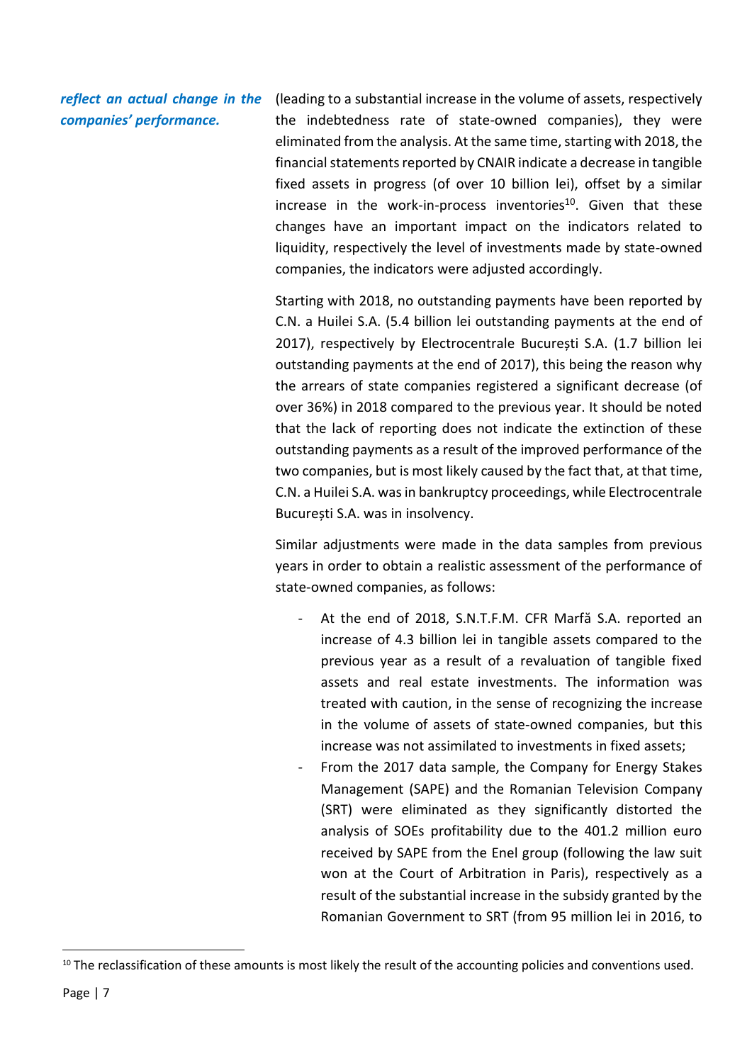***reflect an actual change in the companies' performance.***

(leading to a substantial increase in the volume of assets, respectively the indebtedness rate of state-owned companies), they were eliminated from the analysis. At the same time, starting with 2018, the financial statements reported by CNAIR indicate a decrease in tangible fixed assets in progress (of over 10 billion lei), offset by a similar increase in the work-in-process inventories[10]. Given that these changes have an important impact on the indicators related to liquidity, respectively the level of investments made by state-owned companies, the indicators were adjusted accordingly.

Starting with 2018, no outstanding payments have been reported by C.N. a Huilei S.A. (5.4 billion lei outstanding payments at the end of 2017), respectively by Electrocentrale București S.A. (1.7 billion lei outstanding payments at the end of 2017), this being the reason why the arrears of state companies registered a significant decrease (of over 36%) in 2018 compared to the previous year. It should be noted that the lack of reporting does not indicate the extinction of these outstanding payments as a result of the improved performance of the two companies, but is most likely caused by the fact that, at that time, C.N. a Huilei S.A. was in bankruptcy proceedings, while Electrocentrale București S.A. was in insolvency.

Similar adjustments were made in the data samples from previous years in order to obtain a realistic assessment of the performance of state-owned companies, as follows:

- At the end of 2018, S.N.T.F.M. CFR Marfă S.A. reported an increase of 4.3 billion lei in tangible assets compared to the previous year as a result of a revaluation of tangible fixed assets and real estate investments. The information was treated with caution, in the sense of recognizing the increase in the volume of assets of state-owned companies, but this increase was not assimilated to investments in fixed assets;
- From the 2017 data sample, the Company for Energy Stakes Management (SAPE) and the Romanian Television Company (SRT) were eliminated as they significantly distorted the analysis of SOEs profitability due to the 401.2 million euro received by SAPE from the Enel group (following the law suit won at the Court of Arbitration in Paris), respectively as a result of the substantial increase in the subsidy granted by the Romanian Government to SRT (from 95 million lei in 2016, to

[10] The reclassification of these amounts is most likely the result of the accounting policies and conventions used.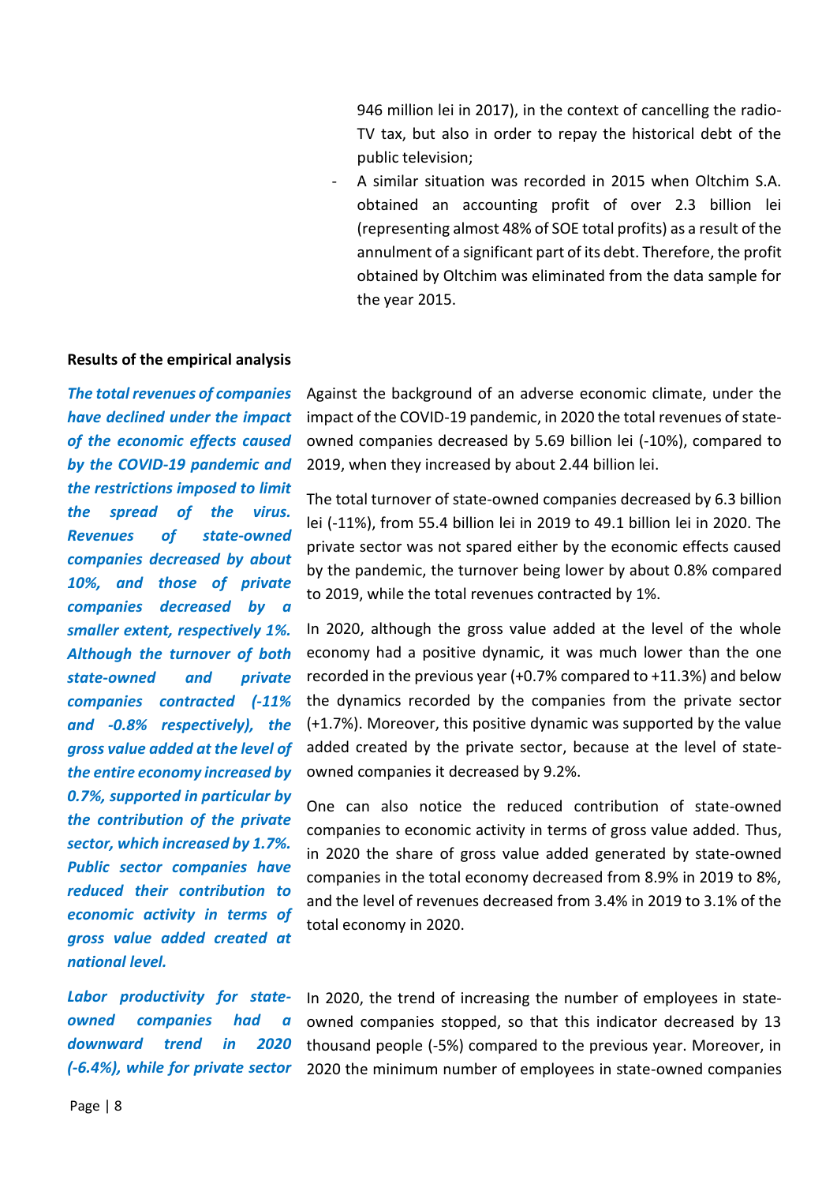946 million lei in 2017), in the context of cancelling the radio-TV tax, but also in order to repay the historical debt of the public television;

- A similar situation was recorded in 2015 when Oltchim S.A. obtained an accounting profit of over 2.3 billion lei (representing almost 48% of SOE total profits) as a result of the annulment of a significant part of its debt. Therefore, the profit obtained by Oltchim was eliminated from the data sample for the year 2015.

**Results of the empirical analysis**

***The total revenues of companies have declined under the impact of the economic effects caused by the COVID-19 pandemic and the restrictions imposed to limit the spread of the virus. Revenues of state-owned companies decreased by about 10%, and those of private companies decreased by a smaller extent, respectively 1%. Although the turnover of both state-owned and private companies contracted (-11% and -0.8% respectively), the gross value added at the level of the entire economy increased by 0.7%, supported in particular by the contribution of the private sector, which increased by 1.7%. Public sector companies have reduced their contribution to economic activity in terms of gross value added created at national level.***

Against the background of an adverse economic climate, under the impact of the COVID-19 pandemic, in 2020 the total revenues of state-owned companies decreased by 5.69 billion lei (-10%), compared to 2019, when they increased by about 2.44 billion lei.

The total turnover of state-owned companies decreased by 6.3 billion lei (-11%), from 55.4 billion lei in 2019 to 49.1 billion lei in 2020. The private sector was not spared either by the economic effects caused by the pandemic, the turnover being lower by about 0.8% compared to 2019, while the total revenues contracted by 1%.

In 2020, although the gross value added at the level of the whole economy had a positive dynamic, it was much lower than the one recorded in the previous year (+0.7% compared to +11.3%) and below the dynamics recorded by the companies from the private sector (+1.7%). Moreover, this positive dynamic was supported by the value added created by the private sector, because at the level of state-owned companies it decreased by 9.2%.

One can also notice the reduced contribution of state-owned companies to economic activity in terms of gross value added. Thus, in 2020 the share of gross value added generated by state-owned companies in the total economy decreased from 8.9% in 2019 to 8%, and the level of revenues decreased from 3.4% in 2019 to 3.1% of the total economy in 2020.

***Labor productivity for state-owned companies had a downward trend in 2020 (-6.4%), while for private sector***

In 2020, the trend of increasing the number of employees in state-owned companies stopped, so that this indicator decreased by 13 thousand people (-5%) compared to the previous year. Moreover, in 2020 the minimum number of employees in state-owned companies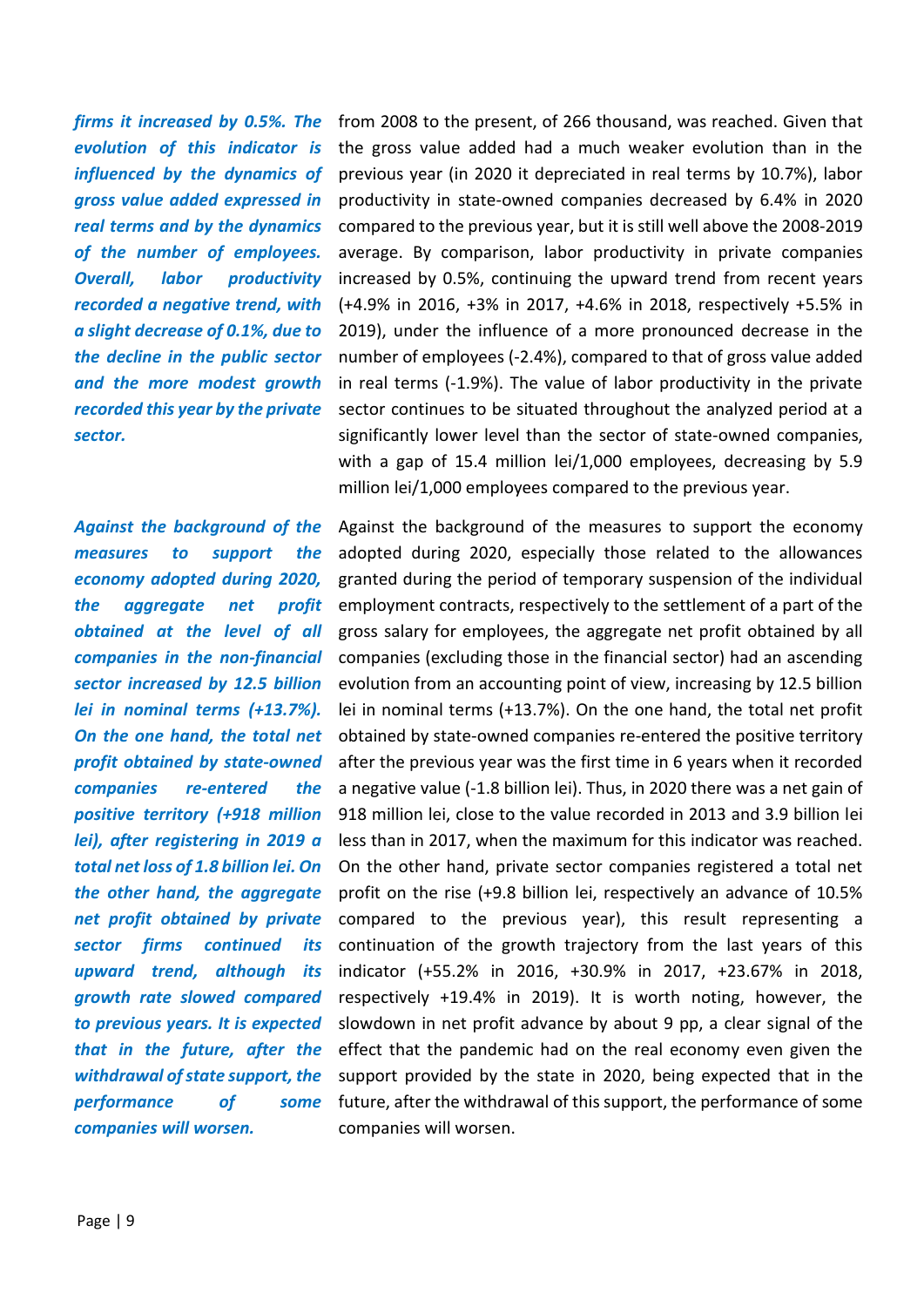*firms it increased by 0.5%. The evolution of this indicator is influenced by the dynamics of gross value added expressed in real terms and by the dynamics of the number of employees. Overall, labor productivity recorded a negative trend, with a slight decrease of 0.1%, due to the decline in the public sector and the more modest growth recorded this year by the private sector.*

from 2008 to the present, of 266 thousand, was reached. Given that the gross value added had a much weaker evolution than in the previous year (in 2020 it depreciated in real terms by 10.7%), labor productivity in state-owned companies decreased by 6.4% in 2020 compared to the previous year, but it is still well above the 2008-2019 average. By comparison, labor productivity in private companies increased by 0.5%, continuing the upward trend from recent years (+4.9% in 2016, +3% in 2017, +4.6% in 2018, respectively +5.5% in 2019), under the influence of a more pronounced decrease in the number of employees (-2.4%), compared to that of gross value added in real terms (-1.9%). The value of labor productivity in the private sector continues to be situated throughout the analyzed period at a significantly lower level than the sector of state-owned companies, with a gap of 15.4 million lei/1,000 employees, decreasing by 5.9 million lei/1,000 employees compared to the previous year.

*Against the background of the measures to support the economy adopted during 2020, the aggregate net profit obtained at the level of all companies in the non-financial sector increased by 12.5 billion lei in nominal terms (+13.7%). On the one hand, the total net profit obtained by state-owned companies re-entered the positive territory (+918 million lei), after registering in 2019 a total net loss of 1.8 billion lei. On the other hand, the aggregate net profit obtained by private sector firms continued its upward trend, although its growth rate slowed compared to previous years. It is expected that in the future, after the withdrawal of state support, the performance of some companies will worsen.*

Against the background of the measures to support the economy adopted during 2020, especially those related to the allowances granted during the period of temporary suspension of the individual employment contracts, respectively to the settlement of a part of the gross salary for employees, the aggregate net profit obtained by all companies (excluding those in the financial sector) had an ascending evolution from an accounting point of view, increasing by 12.5 billion lei in nominal terms (+13.7%). On the one hand, the total net profit obtained by state-owned companies re-entered the positive territory after the previous year was the first time in 6 years when it recorded a negative value (-1.8 billion lei). Thus, in 2020 there was a net gain of 918 million lei, close to the value recorded in 2013 and 3.9 billion lei less than in 2017, when the maximum for this indicator was reached. On the other hand, private sector companies registered a total net profit on the rise (+9.8 billion lei, respectively an advance of 10.5% compared to the previous year), this result representing a continuation of the growth trajectory from the last years of this indicator (+55.2% in 2016, +30.9% in 2017, +23.67% in 2018, respectively +19.4% in 2019). It is worth noting, however, the slowdown in net profit advance by about 9 pp, a clear signal of the effect that the pandemic had on the real economy even given the support provided by the state in 2020, being expected that in the future, after the withdrawal of this support, the performance of some companies will worsen.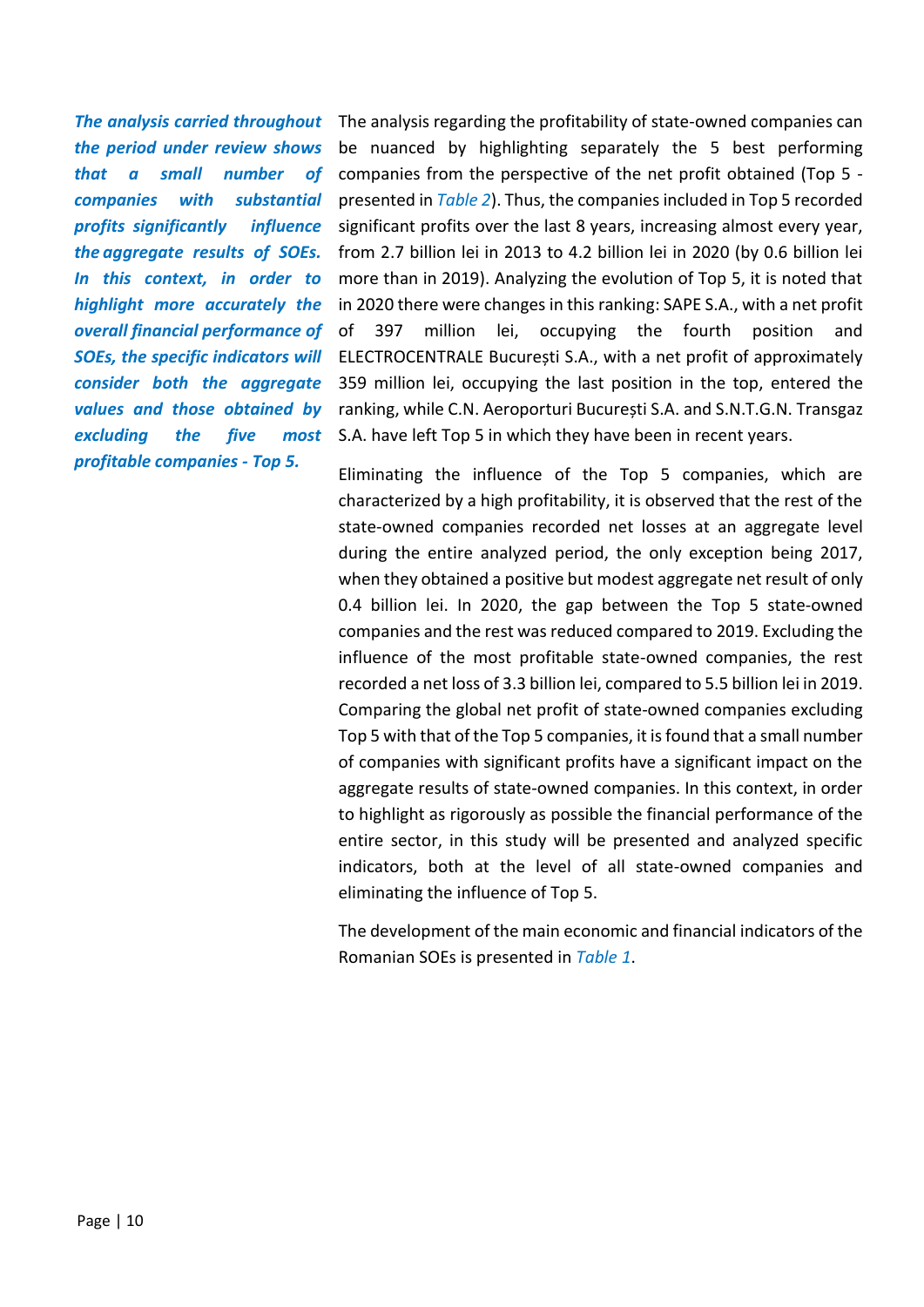***The analysis carried throughout the period under review shows that a small number of companies with substantial profits significantly influence the aggregate results of SOEs. In this context, in order to highlight more accurately the overall financial performance of SOEs, the specific indicators will consider both the aggregate values and those obtained by excluding the five most profitable companies - Top 5.***

The analysis regarding the profitability of state-owned companies can be nuanced by highlighting separately the 5 best performing companies from the perspective of the net profit obtained (Top 5 - presented in *Table 2*). Thus, the companies included in Top 5 recorded significant profits over the last 8 years, increasing almost every year, from 2.7 billion lei in 2013 to 4.2 billion lei in 2020 (by 0.6 billion lei more than in 2019). Analyzing the evolution of Top 5, it is noted that in 2020 there were changes in this ranking: SAPE S.A., with a net profit of 397 million lei, occupying the fourth position and ELECTROCENTRALE București S.A., with a net profit of approximately 359 million lei, occupying the last position in the top, entered the ranking, while C.N. Aeroporturi București S.A. and S.N.T.G.N. Transgaz S.A. have left Top 5 in which they have been in recent years.

Eliminating the influence of the Top 5 companies, which are characterized by a high profitability, it is observed that the rest of the state-owned companies recorded net losses at an aggregate level during the entire analyzed period, the only exception being 2017, when they obtained a positive but modest aggregate net result of only 0.4 billion lei. In 2020, the gap between the Top 5 state-owned companies and the rest was reduced compared to 2019. Excluding the influence of the most profitable state-owned companies, the rest recorded a net loss of 3.3 billion lei, compared to 5.5 billion lei in 2019. Comparing the global net profit of state-owned companies excluding Top 5 with that of the Top 5 companies, it is found that a small number of companies with significant profits have a significant impact on the aggregate results of state-owned companies. In this context, in order to highlight as rigorously as possible the financial performance of the entire sector, in this study will be presented and analyzed specific indicators, both at the level of all state-owned companies and eliminating the influence of Top 5.

The development of the main economic and financial indicators of the Romanian SOEs is presented in *Table 1*.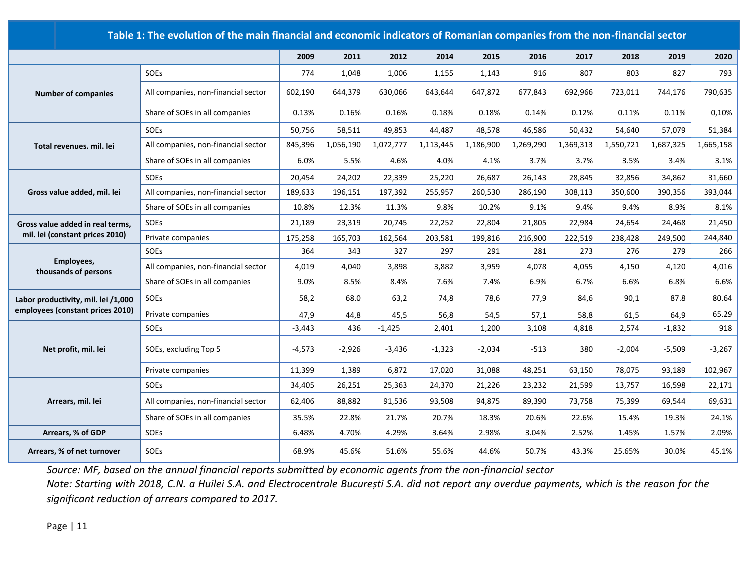**Table 1: The evolution of the main financial and economic indicators of Romanian companies from the non-financial sector**

| | | 2009 | 2011 | 2012 | 2014 | 2015 | 2016 | 2017 | 2018 | 2019 | 2020 |
|---|---|---|---|---|---|---|---|---|---|---|---|
| Number of companies | SOEs | 774 | 1,048 | 1,006 | 1,155 | 1,143 | 916 | 807 | 803 | 827 | 793 |
| | All companies, non-financial sector | 602,190 | 644,379 | 630,066 | 643,644 | 647,872 | 677,843 | 692,966 | 723,011 | 744,176 | 790,635 |
| | Share of SOEs in all companies | 0.13% | 0.16% | 0.16% | 0.18% | 0.18% | 0.14% | 0.12% | 0.11% | 0.11% | 0,10% |
| Total revenues. mil. lei | SOEs | 50,756 | 58,511 | 49,853 | 44,487 | 48,578 | 46,586 | 50,432 | 54,640 | 57,079 | 51,384 |
| | All companies, non-financial sector | 845,396 | 1,056,190 | 1,072,777 | 1,113,445 | 1,186,900 | 1,269,290 | 1,369,313 | 1,550,721 | 1,687,325 | 1,665,158 |
| | Share of SOEs in all companies | 6.0% | 5.5% | 4.6% | 4.0% | 4.1% | 3.7% | 3.7% | 3.5% | 3.4% | 3.1% |
| Gross value added, mil. lei | SOEs | 20,454 | 24,202 | 22,339 | 25,220 | 26,687 | 26,143 | 28,845 | 32,856 | 34,862 | 31,660 |
| | All companies, non-financial sector | 189,633 | 196,151 | 197,392 | 255,957 | 260,530 | 286,190 | 308,113 | 350,600 | 390,356 | 393,044 |
| | Share of SOEs in all companies | 10.8% | 12.3% | 11.3% | 9.8% | 10.2% | 9.1% | 9.4% | 9.4% | 8.9% | 8.1% |
| Gross value added in real terms, mil. lei (constant prices 2010) | SOEs | 21,189 | 23,319 | 20,745 | 22,252 | 22,804 | 21,805 | 22,984 | 24,654 | 24,468 | 21,450 |
| | Private companies | 175,258 | 165,703 | 162,564 | 203,581 | 199,816 | 216,900 | 222,519 | 238,428 | 249,500 | 244,840 |
| Employees, thousands of persons | SOEs | 364 | 343 | 327 | 297 | 291 | 281 | 273 | 276 | 279 | 266 |
| | All companies, non-financial sector | 4,019 | 4,040 | 3,898 | 3,882 | 3,959 | 4,078 | 4,055 | 4,150 | 4,120 | 4,016 |
| | Share of SOEs in all companies | 9.0% | 8.5% | 8.4% | 7.6% | 7.4% | 6.9% | 6.7% | 6.6% | 6.8% | 6.6% |
| Labor productivity, mil. lei /1,000 employees (constant prices 2010) | SOEs | 58,2 | 68.0 | 63,2 | 74,8 | 78,6 | 77,9 | 84,6 | 90,1 | 87.8 | 80.64 |
| | Private companies | 47,9 | 44,8 | 45,5 | 56,8 | 54,5 | 57,1 | 58,8 | 61,5 | 64,9 | 65.29 |
| Net profit, mil. lei | SOEs | -3,443 | 436 | -1,425 | 2,401 | 1,200 | 3,108 | 4,818 | 2,574 | -1,832 | 918 |
| | SOEs, excluding Top 5 | -4,573 | -2,926 | -3,436 | -1,323 | -2,034 | -513 | 380 | -2,004 | -5,509 | -3,267 |
| | Private companies | 11,399 | 1,389 | 6,872 | 17,020 | 31,088 | 48,251 | 63,150 | 78,075 | 93,189 | 102,967 |
| Arrears, mil. lei | SOEs | 34,405 | 26,251 | 25,363 | 24,370 | 21,226 | 23,232 | 21,599 | 13,757 | 16,598 | 22,171 |
| | All companies, non-financial sector | 62,406 | 88,882 | 91,536 | 93,508 | 94,875 | 89,390 | 73,758 | 75,399 | 69,544 | 69,631 |
| | Share of SOEs in all companies | 35.5% | 22.8% | 21.7% | 20.7% | 18.3% | 20.6% | 22.6% | 15.4% | 19.3% | 24.1% |
| Arrears, % of GDP | SOEs | 6.48% | 4.70% | 4.29% | 3.64% | 2.98% | 3.04% | 2.52% | 1.45% | 1.57% | 2.09% |
| Arrears, % of net turnover | SOEs | 68.9% | 45.6% | 51.6% | 55.6% | 44.6% | 50.7% | 43.3% | 25.65% | 30.0% | 45.1% |

*Source: MF, based on the annual financial reports submitted by economic agents from the non-financial sector*

*Note: Starting with 2018, C.N. a Huilei S.A. and Electrocentrale București S.A. did not report any overdue payments, which is the reason for the significant reduction of arrears compared to 2017.*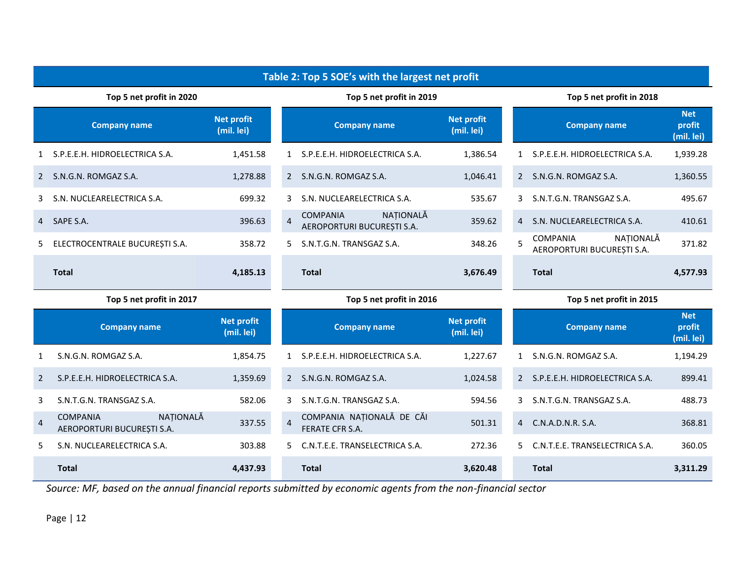**Table 2: Top 5 SOE's with the largest net profit**

**Top 5 net profit in 2020**

| | Company name | Net profit (mil. lei) |
|---|---|---|
| 1 | S.P.E.E.H. HIDROELECTRICA S.A. | 1,451.58 |
| 2 | S.N.G.N. ROMGAZ S.A. | 1,278.88 |
| 3 | S.N. NUCLEARELECTRICA S.A. | 699.32 |
| 4 | SAPE S.A. | 396.63 |
| 5 | ELECTROCENTRALE BUCUREȘTI S.A. | 358.72 |
| | **Total** | **4,185.13** |

**Top 5 net profit in 2019**

| | Company name | Net profit (mil. lei) |
|---|---|---|
| 1 | S.P.E.E.H. HIDROELECTRICA S.A. | 1,386.54 |
| 2 | S.N.G.N. ROMGAZ S.A. | 1,046.41 |
| 3 | S.N. NUCLEARELECTRICA S.A. | 535.67 |
| 4 | COMPANIA NAȚIONALĂ AEROPORTURI BUCUREȘTI S.A. | 359.62 |
| 5 | S.N.T.G.N. TRANSGAZ S.A. | 348.26 |
| | **Total** | **3,676.49** |

**Top 5 net profit in 2018**

| | Company name | Net profit (mil. lei) |
|---|---|---|
| 1 | S.P.E.E.H. HIDROELECTRICA S.A. | 1,939.28 |
| 2 | S.N.G.N. ROMGAZ S.A. | 1,360.55 |
| 3 | S.N.T.G.N. TRANSGAZ S.A. | 495.67 |
| 4 | S.N. NUCLEARELECTRICA S.A. | 410.61 |
| 5 | COMPANIA NAȚIONALĂ AEROPORTURI BUCUREȘTI S.A. | 371.82 |
| | **Total** | **4,577.93** |

**Top 5 net profit in 2017**

| | Company name | Net profit (mil. lei) |
|---|---|---|
| 1 | S.N.G.N. ROMGAZ S.A. | 1,854.75 |
| 2 | S.P.E.E.H. HIDROELECTRICA S.A. | 1,359.69 |
| 3 | S.N.T.G.N. TRANSGAZ S.A. | 582.06 |
| 4 | COMPANIA NAȚIONALĂ AEROPORTURI BUCUREȘTI S.A. | 337.55 |
| 5 | S.N. NUCLEARELECTRICA S.A. | 303.88 |
| | **Total** | **4,437.93** |

**Top 5 net profit in 2016**

| | Company name | Net profit (mil. lei) |
|---|---|---|
| 1 | S.P.E.E.H. HIDROELECTRICA S.A. | 1,227.67 |
| 2 | S.N.G.N. ROMGAZ S.A. | 1,024.58 |
| 3 | S.N.T.G.N. TRANSGAZ S.A. | 594.56 |
| 4 | COMPANIA NAȚIONALĂ DE CĂI FERATE CFR S.A. | 501.31 |
| 5 | C.N.T.E.E. TRANSELECTRICA S.A. | 272.36 |
| | **Total** | **3,620.48** |

**Top 5 net profit in 2015**

| | Company name | Net profit (mil. lei) |
|---|---|---|
| 1 | S.N.G.N. ROMGAZ S.A. | 1,194.29 |
| 2 | S.P.E.E.H. HIDROELECTRICA S.A. | 899.41 |
| 3 | S.N.T.G.N. TRANSGAZ S.A. | 488.73 |
| 4 | C.N.A.D.N.R. S.A. | 368.81 |
| 5 | C.N.T.E.E. TRANSELECTRICA S.A. | 360.05 |
| | **Total** | **3,311.29** |

*Source: MF, based on the annual financial reports submitted by economic agents from the non-financial sector*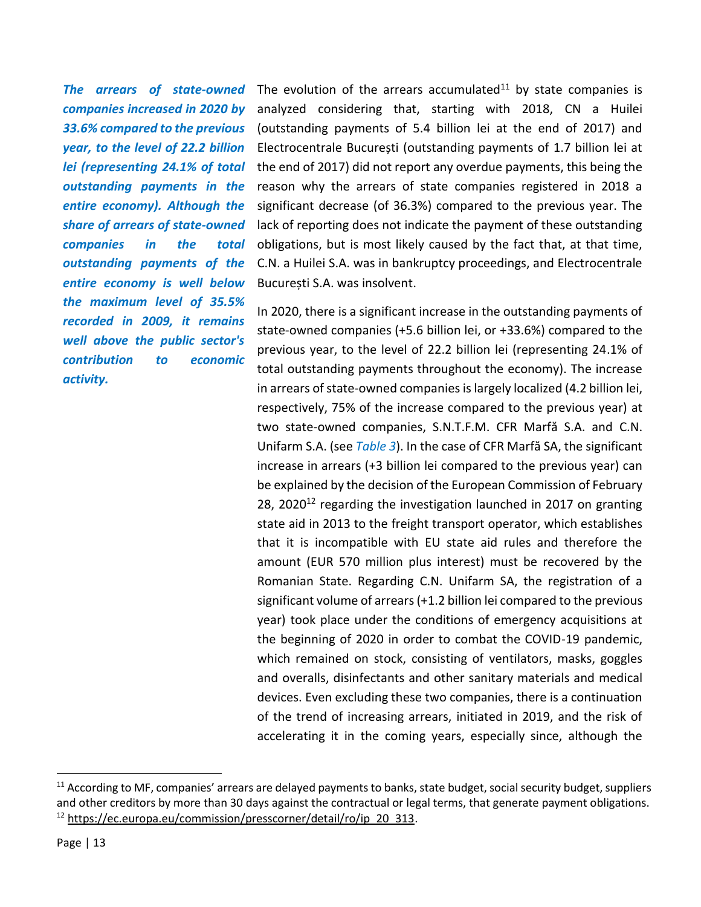***The arrears of state-owned companies increased in 2020 by 33.6% compared to the previous year, to the level of 22.2 billion lei (representing 24.1% of total outstanding payments in the entire economy). Although the share of arrears of state-owned companies in the total outstanding payments of the entire economy is well below the maximum level of 35.5% recorded in 2009, it remains well above the public sector's contribution to economic activity.***

The evolution of the arrears accumulated[11] by state companies is analyzed considering that, starting with 2018, CN a Huilei (outstanding payments of 5.4 billion lei at the end of 2017) and Electrocentrale București (outstanding payments of 1.7 billion lei at the end of 2017) did not report any overdue payments, this being the reason why the arrears of state companies registered in 2018 a significant decrease (of 36.3%) compared to the previous year. The lack of reporting does not indicate the payment of these outstanding obligations, but is most likely caused by the fact that, at that time, C.N. a Huilei S.A. was in bankruptcy proceedings, and Electrocentrale București S.A. was insolvent.

In 2020, there is a significant increase in the outstanding payments of state-owned companies (+5.6 billion lei, or +33.6%) compared to the previous year, to the level of 22.2 billion lei (representing 24.1% of total outstanding payments throughout the economy). The increase in arrears of state-owned companies is largely localized (4.2 billion lei, respectively, 75% of the increase compared to the previous year) at two state-owned companies, S.N.T.F.M. CFR Marfă S.A. and C.N. Unifarm S.A. (see *Table 3*). In the case of CFR Marfă SA, the significant increase in arrears (+3 billion lei compared to the previous year) can be explained by the decision of the European Commission of February 28, 2020[12] regarding the investigation launched in 2017 on granting state aid in 2013 to the freight transport operator, which establishes that it is incompatible with EU state aid rules and therefore the amount (EUR 570 million plus interest) must be recovered by the Romanian State. Regarding C.N. Unifarm SA, the registration of a significant volume of arrears (+1.2 billion lei compared to the previous year) took place under the conditions of emergency acquisitions at the beginning of 2020 in order to combat the COVID-19 pandemic, which remained on stock, consisting of ventilators, masks, goggles and overalls, disinfectants and other sanitary materials and medical devices. Even excluding these two companies, there is a continuation of the trend of increasing arrears, initiated in 2019, and the risk of accelerating it in the coming years, especially since, although the

---

[11] According to MF, companies' arrears are delayed payments to banks, state budget, social security budget, suppliers and other creditors by more than 30 days against the contractual or legal terms, that generate payment obligations.

[12] https://ec.europa.eu/commission/presscorner/detail/ro/ip_20_313.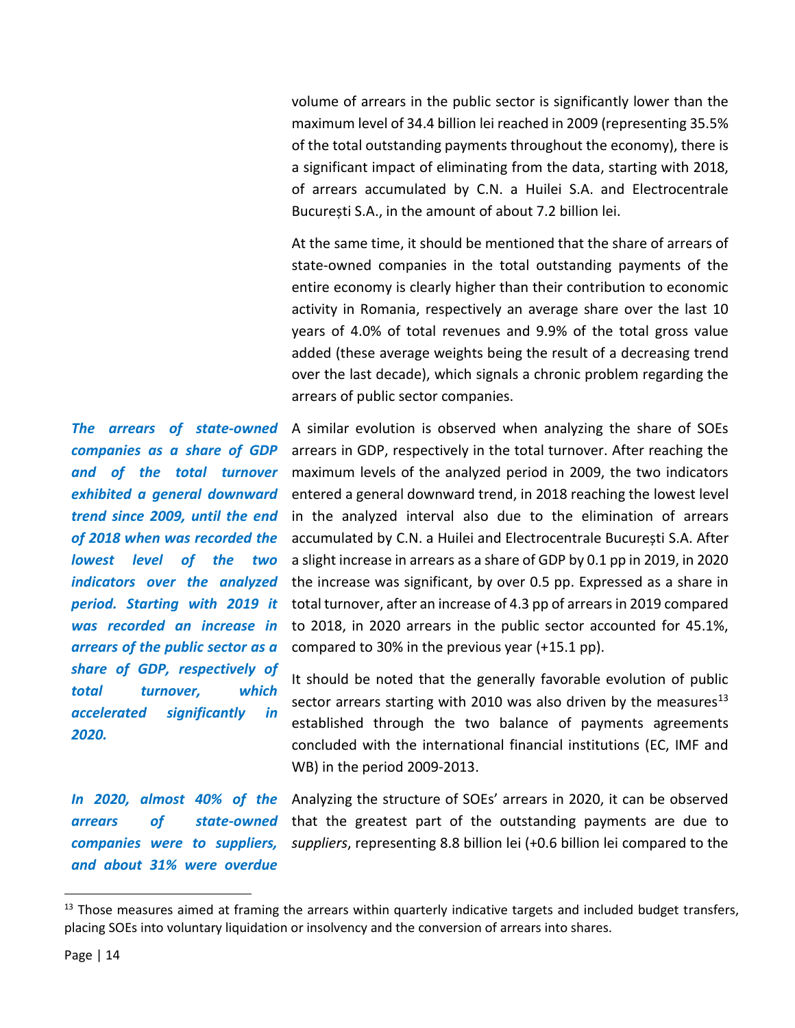volume of arrears in the public sector is significantly lower than the maximum level of 34.4 billion lei reached in 2009 (representing 35.5% of the total outstanding payments throughout the economy), there is a significant impact of eliminating from the data, starting with 2018, of arrears accumulated by C.N. a Huilei S.A. and Electrocentrale București S.A., in the amount of about 7.2 billion lei.

At the same time, it should be mentioned that the share of arrears of state-owned companies in the total outstanding payments of the entire economy is clearly higher than their contribution to economic activity in Romania, respectively an average share over the last 10 years of 4.0% of total revenues and 9.9% of the total gross value added (these average weights being the result of a decreasing trend over the last decade), which signals a chronic problem regarding the arrears of public sector companies.

***The arrears of state-owned companies as a share of GDP and of the total turnover exhibited a general downward trend since 2009, until the end of 2018 when was recorded the lowest level of the two indicators over the analyzed period. Starting with 2019 it was recorded an increase in arrears of the public sector as a share of GDP, respectively of total turnover, which accelerated significantly in 2020.***

A similar evolution is observed when analyzing the share of SOEs arrears in GDP, respectively in the total turnover. After reaching the maximum levels of the analyzed period in 2009, the two indicators entered a general downward trend, in 2018 reaching the lowest level in the analyzed interval also due to the elimination of arrears accumulated by C.N. a Huilei and Electrocentrale București S.A. After a slight increase in arrears as a share of GDP by 0.1 pp in 2019, in 2020 the increase was significant, by over 0.5 pp. Expressed as a share in total turnover, after an increase of 4.3 pp of arrears in 2019 compared to 2018, in 2020 arrears in the public sector accounted for 45.1%, compared to 30% in the previous year (+15.1 pp).

It should be noted that the generally favorable evolution of public sector arrears starting with 2010 was also driven by the measures[13] established through the two balance of payments agreements concluded with the international financial institutions (EC, IMF and WB) in the period 2009-2013.

***In 2020, almost 40% of the arrears of state-owned companies were to suppliers, and about 31% were overdue***

Analyzing the structure of SOEs' arrears in 2020, it can be observed that the greatest part of the outstanding payments are due to *suppliers*, representing 8.8 billion lei (+0.6 billion lei compared to the

[13] Those measures aimed at framing the arrears within quarterly indicative targets and included budget transfers, placing SOEs into voluntary liquidation or insolvency and the conversion of arrears into shares.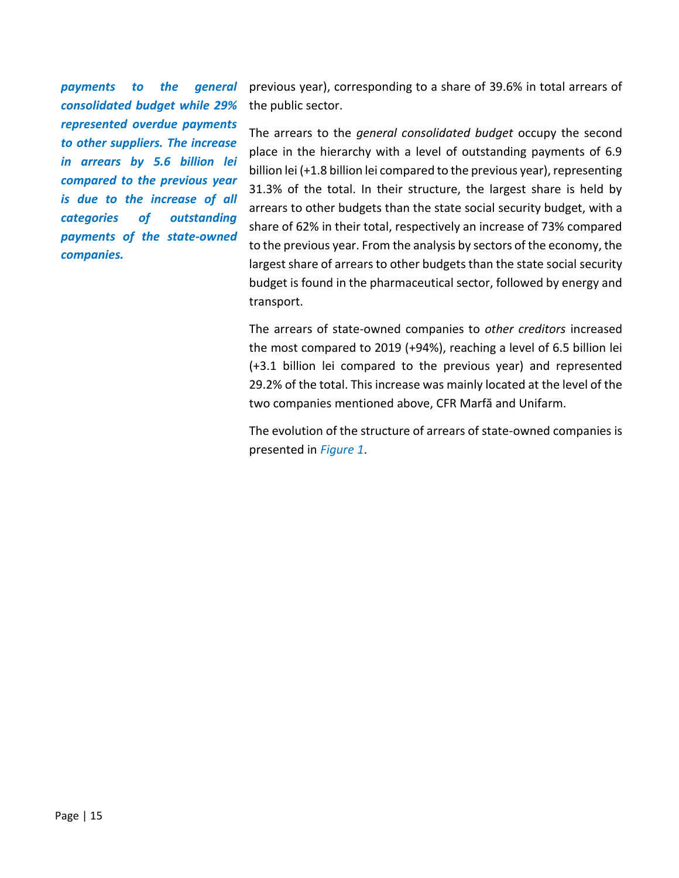***payments to the general consolidated budget while 29% represented overdue payments to other suppliers. The increase in arrears by 5.6 billion lei compared to the previous year is due to the increase of all categories of outstanding payments of the state-owned companies.***

previous year), corresponding to a share of 39.6% in total arrears of the public sector.

The arrears to the *general consolidated budget* occupy the second place in the hierarchy with a level of outstanding payments of 6.9 billion lei (+1.8 billion lei compared to the previous year), representing 31.3% of the total. In their structure, the largest share is held by arrears to other budgets than the state social security budget, with a share of 62% in their total, respectively an increase of 73% compared to the previous year. From the analysis by sectors of the economy, the largest share of arrears to other budgets than the state social security budget is found in the pharmaceutical sector, followed by energy and transport.

The arrears of state-owned companies to *other creditors* increased the most compared to 2019 (+94%), reaching a level of 6.5 billion lei (+3.1 billion lei compared to the previous year) and represented 29.2% of the total. This increase was mainly located at the level of the two companies mentioned above, CFR Marfă and Unifarm.

The evolution of the structure of arrears of state-owned companies is presented in *Figure 1*.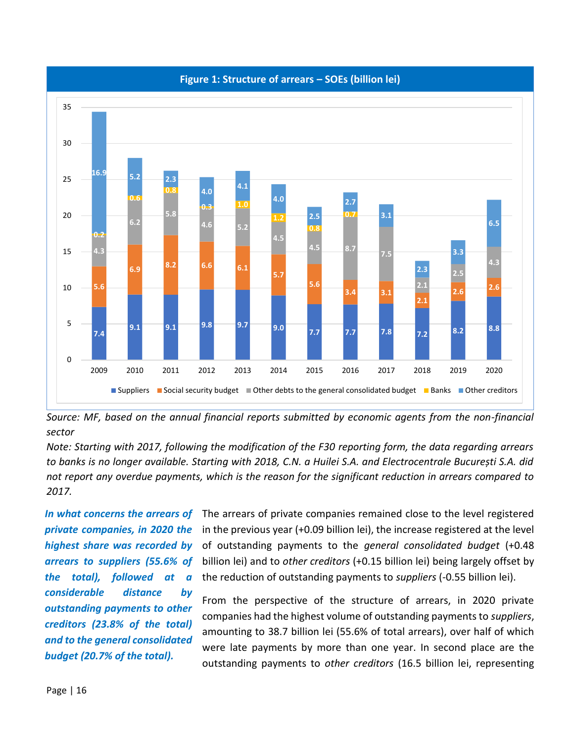**Figure 1: Structure of arrears – SOEs (billion lei)**

| Year | Suppliers | Social security budget | Other debts to the general consolidated budget | Banks | Other creditors |
|---|---|---|---|---|---|
| 2009 | 7.4 | 5.6 | 4.3 | 0.2 | 16.9 |
| 2010 | 9.1 | 6.9 | 6.2 | 0.6 | 5.2 |
| 2011 | 9.1 | 8.2 | 5.8 | 0.8 | 2.3 |
| 2012 | 9.8 | 6.6 | 4.6 | 0.3 | 4.0 |
| 2013 | 9.7 | 6.1 | 5.2 | 1.0 | 4.1 |
| 2014 | 9.0 | 5.7 | 4.5 | 1.2 | 4.0 |
| 2015 | 7.7 | 5.6 | 4.5 | 0.8 | 2.5 |
| 2016 | 7.7 | 3.4 | 8.7 | 0.7 | 2.7 |
| 2017 | 7.8 | 3.1 | 7.5 | | 3.1 |
| 2018 | 7.2 | 2.1 | 2.1 | | 2.3 |
| 2019 | 8.2 | 2.6 | 2.5 | | 3.3 |
| 2020 | 8.8 | 2.6 | 4.3 | | 6.5 |

*Source: MF, based on the annual financial reports submitted by economic agents from the non-financial sector*

*Note: Starting with 2017, following the modification of the F30 reporting form, the data regarding arrears to banks is no longer available. Starting with 2018, C.N. a Huilei S.A. and Electrocentrale București S.A. did not report any overdue payments, which is the reason for the significant reduction in arrears compared to 2017.*

***In what concerns the arrears of private companies, in 2020 the highest share was recorded by arrears to suppliers (55.6% of the total), followed at a considerable distance by outstanding payments to other creditors (23.8% of the total) and to the general consolidated budget (20.7% of the total).***

The arrears of private companies remained close to the level registered in the previous year (+0.09 billion lei), the increase registered at the level of outstanding payments to the *general consolidated budget* (+0.48 billion lei) and to *other creditors* (+0.15 billion lei) being largely offset by the reduction of outstanding payments to *suppliers* (-0.55 billion lei).

From the perspective of the structure of arrears, in 2020 private companies had the highest volume of outstanding payments to *suppliers*, amounting to 38.7 billion lei (55.6% of total arrears), over half of which were late payments by more than one year. In second place are the outstanding payments to *other creditors* (16.5 billion lei, representing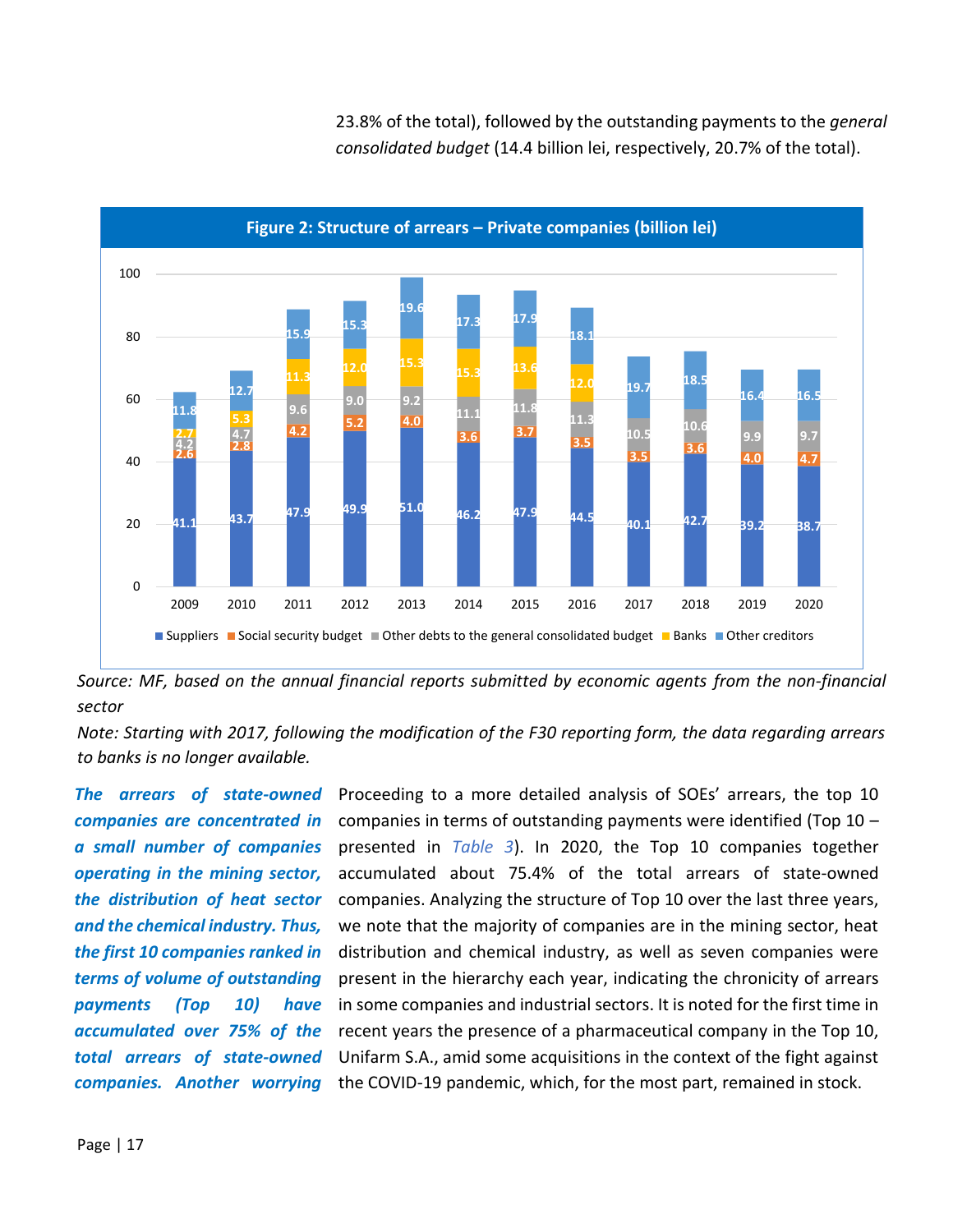23.8% of the total), followed by the outstanding payments to the *general consolidated budget* (14.4 billion lei, respectively, 20.7% of the total).

**Figure 2: Structure of arrears – Private companies (billion lei)**

| Year | Suppliers | Social security budget | Other debts to the general consolidated budget | Banks | Other creditors |
|---|---|---|---|---|---|
| 2009 | 41.1 | 2.6 | 4.2 | 2.7 | 11.8 |
| 2010 | 43.7 | 2.8 | 4.7 | 5.3 | 12.7 |
| 2011 | 47.9 | 4.2 | 9.6 | 11.3 | 15.9 |
| 2012 | 49.9 | 5.2 | 9.0 | 12.0 | 15.3 |
| 2013 | 51.0 | 4.0 | 9.2 | 15.3 | 19.6 |
| 2014 | 46.2 | 3.6 | 11.1 | 15.3 | 17.3 |
| 2015 | 47.9 | 3.7 | 11.8 | 13.6 | 17.9 |
| 2016 | 44.5 | 3.5 | 11.3 | 12.0 | 18.1 |
| 2017 | 40.1 | 3.5 | 10.5 | | 19.7 |
| 2018 | 42.7 | 3.6 | 10.6 | | 18.5 |
| 2019 | 39.2 | 4.0 | 9.9 | | 16.4 |
| 2020 | 38.7 | 4.7 | 9.7 | | 16.5 |

*Source: MF, based on the annual financial reports submitted by economic agents from the non-financial sector*

*Note: Starting with 2017, following the modification of the F30 reporting form, the data regarding arrears to banks is no longer available.*

***The arrears of state-owned companies are concentrated in a small number of companies operating in the mining sector, the distribution of heat sector and the chemical industry. Thus, the first 10 companies ranked in terms of volume of outstanding payments (Top 10) have accumulated over 75% of the total arrears of state-owned companies. Another worrying***

Proceeding to a more detailed analysis of SOEs' arrears, the top 10 companies in terms of outstanding payments were identified (Top 10 – presented in *Table 3*). In 2020, the Top 10 companies together accumulated about 75.4% of the total arrears of state-owned companies. Analyzing the structure of Top 10 over the last three years, we note that the majority of companies are in the mining sector, heat distribution and chemical industry, as well as seven companies were present in the hierarchy each year, indicating the chronicity of arrears in some companies and industrial sectors. It is noted for the first time in recent years the presence of a pharmaceutical company in the Top 10, Unifarm S.A., amid some acquisitions in the context of the fight against the COVID-19 pandemic, which, for the most part, remained in stock.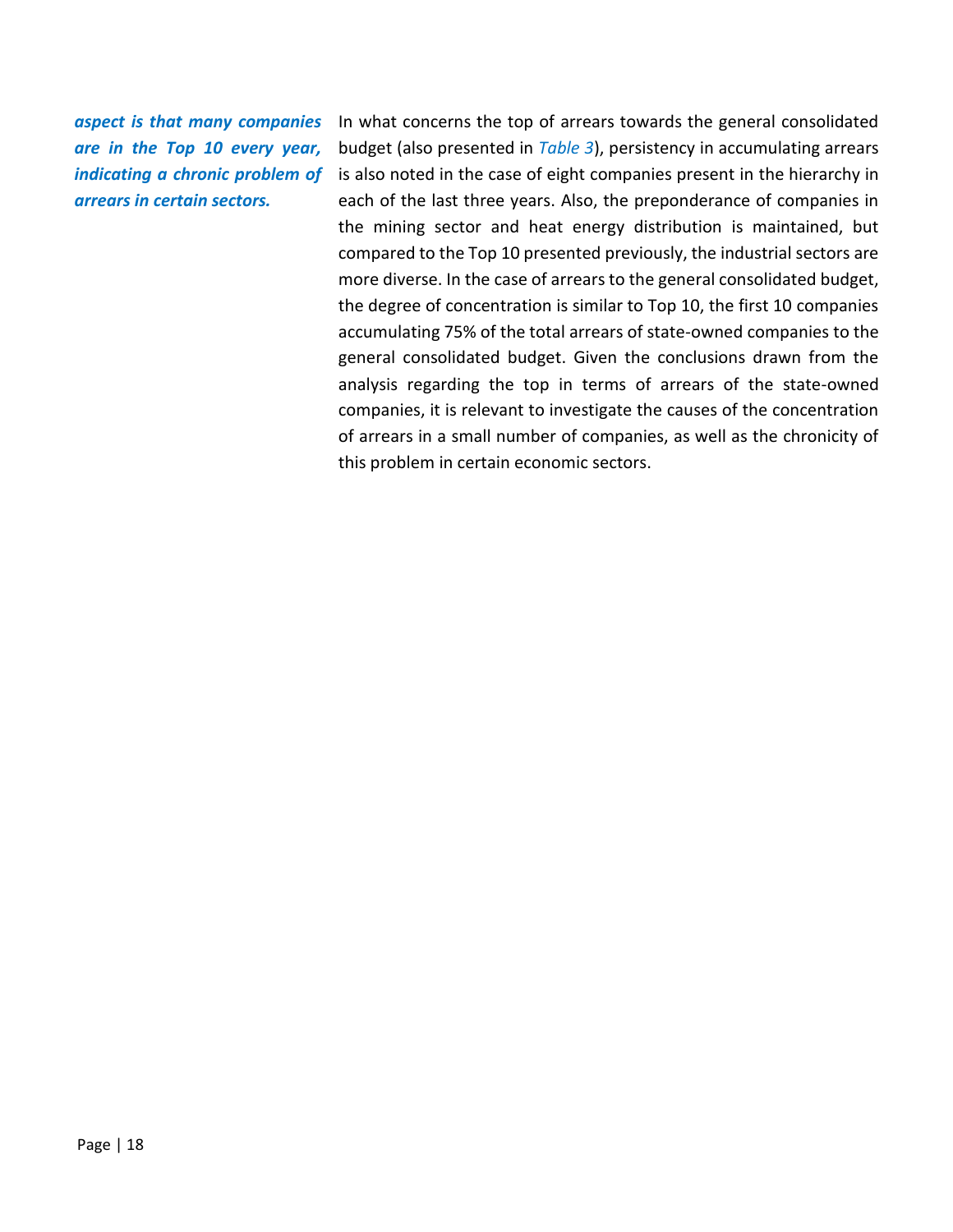***aspect is that many companies are in the Top 10 every year, indicating a chronic problem of arrears in certain sectors.***

In what concerns the top of arrears towards the general consolidated budget (also presented in *Table 3*), persistency in accumulating arrears is also noted in the case of eight companies present in the hierarchy in each of the last three years. Also, the preponderance of companies in the mining sector and heat energy distribution is maintained, but compared to the Top 10 presented previously, the industrial sectors are more diverse. In the case of arrears to the general consolidated budget, the degree of concentration is similar to Top 10, the first 10 companies accumulating 75% of the total arrears of state-owned companies to the general consolidated budget. Given the conclusions drawn from the analysis regarding the top in terms of arrears of the state-owned companies, it is relevant to investigate the causes of the concentration of arrears in a small number of companies, as well as the chronicity of this problem in certain economic sectors.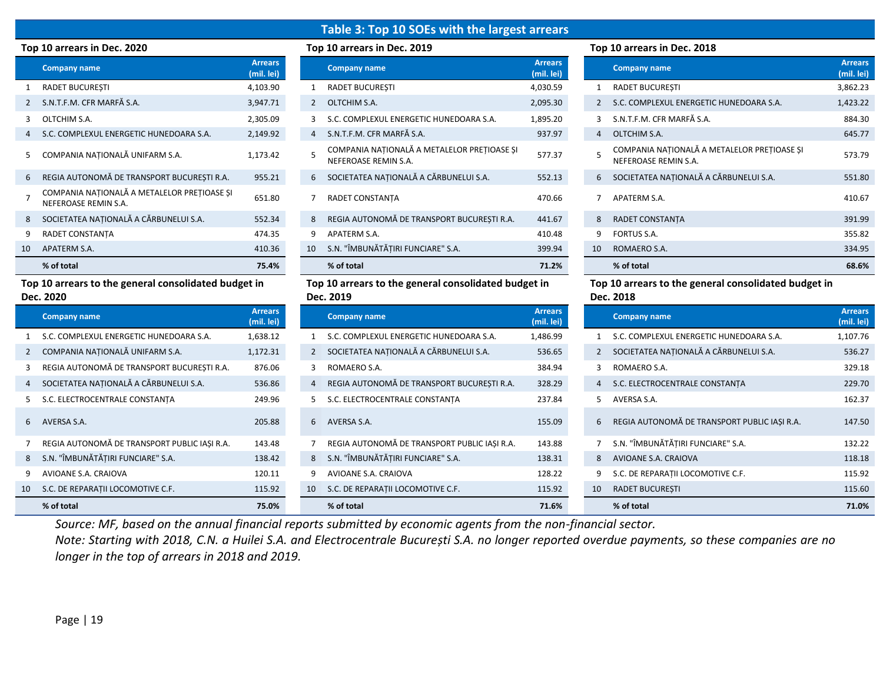## Table 3: Top 10 SOEs with the largest arrears

### Top 10 arrears in Dec. 2020

| | Company name | Arrears (mil. lei) |
|---|---|---|
| 1 | RADET BUCUREȘTI | 4,103.90 |
| 2 | S.N.T.F.M. CFR MARFĂ S.A. | 3,947.71 |
| 3 | OLTCHIM S.A. | 2,305.09 |
| 4 | S.C. COMPLEXUL ENERGETIC HUNEDOARA S.A. | 2,149.92 |
| 5 | COMPANIA NAȚIONALĂ UNIFARM S.A. | 1,173.42 |
| 6 | REGIA AUTONOMĂ DE TRANSPORT BUCUREȘTI R.A. | 955.21 |
| 7 | COMPANIA NAȚIONALĂ A METALELOR PREȚIOASE ȘI NEFEROASE REMIN S.A. | 651.80 |
| 8 | SOCIETATEA NAȚIONALĂ A CĂRBUNELUI S.A. | 552.34 |
| 9 | RADET CONSTANȚA | 474.35 |
| 10 | APATERM S.A. | 410.36 |
| | **% of total** | **75.4%** |

### Top 10 arrears in Dec. 2019

| | Company name | Arrears (mil. lei) |
|---|---|---|
| 1 | RADET BUCUREȘTI | 4,030.59 |
| 2 | OLTCHIM S.A. | 2,095.30 |
| 3 | S.C. COMPLEXUL ENERGETIC HUNEDOARA S.A. | 1,895.20 |
| 4 | S.N.T.F.M. CFR MARFĂ S.A. | 937.97 |
| 5 | COMPANIA NAȚIONALĂ A METALELOR PREȚIOASE ȘI NEFEROASE REMIN S.A. | 577.37 |
| 6 | SOCIETATEA NAȚIONALĂ A CĂRBUNELUI S.A. | 552.13 |
| 7 | RADET CONSTANȚA | 470.66 |
| 8 | REGIA AUTONOMĂ DE TRANSPORT BUCUREȘTI R.A. | 441.67 |
| 9 | APATERM S.A. | 410.48 |
| 10 | S.N. "ÎMBUNĂTĂȚIRI FUNCIARE" S.A. | 399.94 |
| | **% of total** | **71.2%** |

### Top 10 arrears in Dec. 2018

| | Company name | Arrears (mil. lei) |
|---|---|---|
| 1 | RADET BUCUREȘTI | 3,862.23 |
| 2 | S.C. COMPLEXUL ENERGETIC HUNEDOARA S.A. | 1,423.22 |
| 3 | S.N.T.F.M. CFR MARFĂ S.A. | 884.30 |
| 4 | OLTCHIM S.A. | 645.77 |
| 5 | COMPANIA NAȚIONALĂ A METALELOR PREȚIOASE ȘI NEFEROASE REMIN S.A. | 573.79 |
| 6 | SOCIETATEA NAȚIONALĂ A CĂRBUNELUI S.A. | 551.80 |
| 7 | APATERM S.A. | 410.67 |
| 8 | RADET CONSTANȚA | 391.99 |
| 9 | FORTUS S.A. | 355.82 |
| 10 | ROMAERO S.A. | 334.95 |
| | **% of total** | **68.6%** |

### Top 10 arrears to the general consolidated budget in Dec. 2020

| | Company name | Arrears (mil. lei) |
|---|---|---|
| 1 | S.C. COMPLEXUL ENERGETIC HUNEDOARA S.A. | 1,638.12 |
| 2 | COMPANIA NAȚIONALĂ UNIFARM S.A. | 1,172.31 |
| 3 | REGIA AUTONOMĂ DE TRANSPORT BUCUREȘTI R.A. | 876.06 |
| 4 | SOCIETATEA NAȚIONALĂ A CĂRBUNELUI S.A. | 536.86 |
| 5 | S.C. ELECTROCENTRALE CONSTANȚA | 249.96 |
| 6 | AVERSA S.A. | 205.88 |
| 7 | REGIA AUTONOMĂ DE TRANSPORT PUBLIC IAȘI R.A. | 143.48 |
| 8 | S.N. "ÎMBUNĂTĂȚIRI FUNCIARE" S.A. | 138.42 |
| 9 | AVIOANE S.A. CRAIOVA | 120.11 |
| 10 | S.C. DE REPARAȚII LOCOMOTIVE C.F. | 115.92 |
| | **% of total** | **75.0%** |

### Top 10 arrears to the general consolidated budget in Dec. 2019

| | Company name | Arrears (mil. lei) |
|---|---|---|
| 1 | S.C. COMPLEXUL ENERGETIC HUNEDOARA S.A. | 1,486.99 |
| 2 | SOCIETATEA NAȚIONALĂ A CĂRBUNELUI S.A. | 536.65 |
| 3 | ROMAERO S.A. | 384.94 |
| 4 | REGIA AUTONOMĂ DE TRANSPORT BUCUREȘTI R.A. | 328.29 |
| 5 | S.C. ELECTROCENTRALE CONSTANȚA | 237.84 |
| 6 | AVERSA S.A. | 155.09 |
| 7 | REGIA AUTONOMĂ DE TRANSPORT PUBLIC IAȘI R.A. | 143.88 |
| 8 | S.N. "ÎMBUNĂTĂȚIRI FUNCIARE" S.A. | 138.31 |
| 9 | AVIOANE S.A. CRAIOVA | 128.22 |
| 10 | S.C. DE REPARAȚII LOCOMOTIVE C.F. | 115.92 |
| | **% of total** | **71.6%** |

### Top 10 arrears to the general consolidated budget in Dec. 2018

| | Company name | Arrears (mil. lei) |
|---|---|---|
| 1 | S.C. COMPLEXUL ENERGETIC HUNEDOARA S.A. | 1,107.76 |
| 2 | SOCIETATEA NAȚIONALĂ A CĂRBUNELUI S.A. | 536.27 |
| 3 | ROMAERO S.A. | 329.18 |
| 4 | S.C. ELECTROCENTRALE CONSTANȚA | 229.70 |
| 5 | AVERSA S.A. | 162.37 |
| 6 | REGIA AUTONOMĂ DE TRANSPORT PUBLIC IAȘI R.A. | 147.50 |
| 7 | S.N. "ÎMBUNĂTĂȚIRI FUNCIARE" S.A. | 132.22 |
| 8 | AVIOANE S.A. CRAIOVA | 118.18 |
| 9 | S.C. DE REPARAȚII LOCOMOTIVE C.F. | 115.92 |
| 10 | RADET BUCUREȘTI | 115.60 |
| | **% of total** | **71.0%** |

*Source: MF, based on the annual financial reports submitted by economic agents from the non-financial sector.*
*Note: Starting with 2018, C.N. a Huilei S.A. and Electrocentrale București S.A. no longer reported overdue payments, so these companies are no longer in the top of arrears in 2018 and 2019.*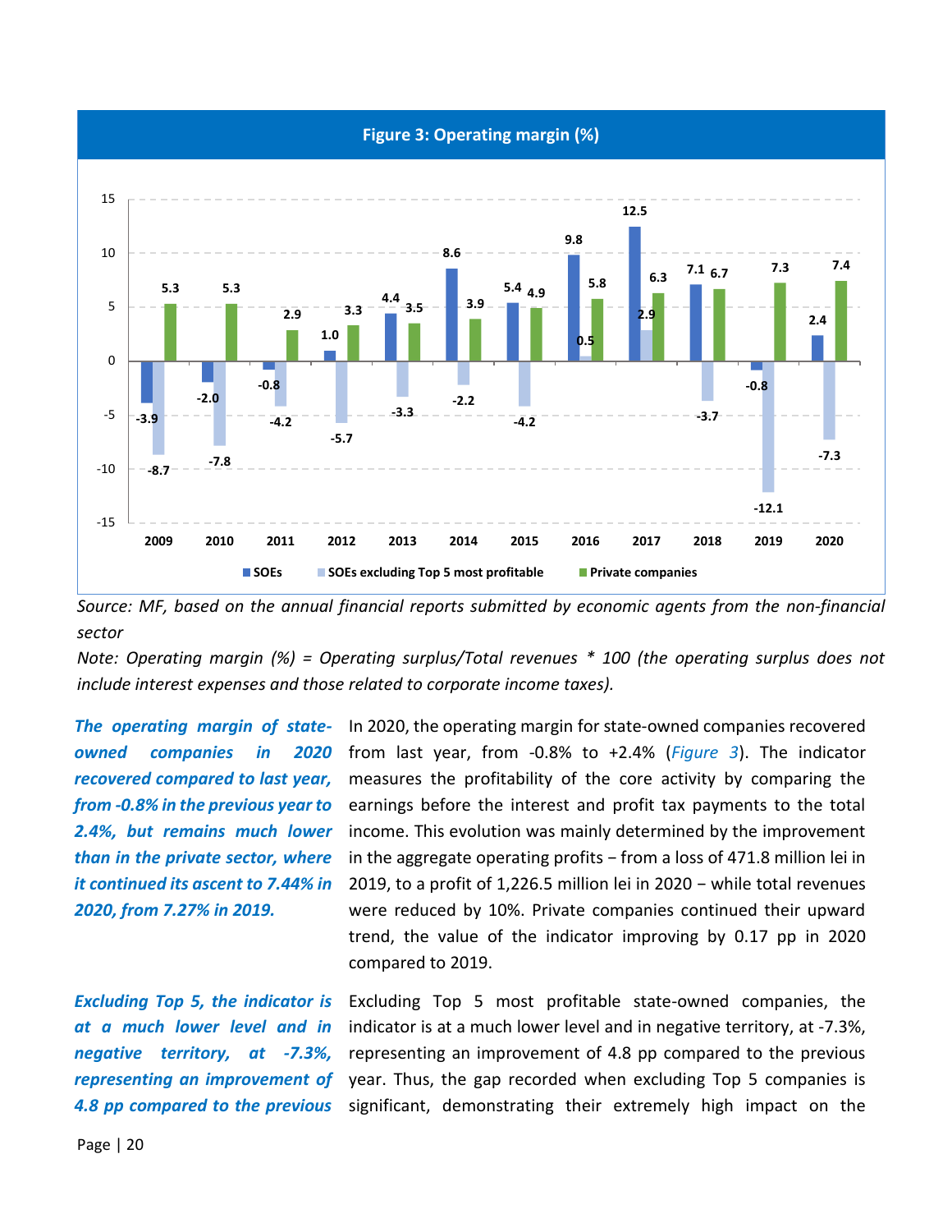**Figure 3: Operating margin (%)**

| Year | SOEs | SOEs excluding Top 5 most profitable | Private companies |
|---|---|---|---|
| 2009 | -3.9 | -8.7 | 5.3 |
| 2010 | -2.0 | -7.8 | 5.3 |
| 2011 | -0.8 | -4.2 | 2.9 |
| 2012 | 1.0 | -5.7 | 3.3 |
| 2013 | 4.4 | -3.3 | 3.5 |
| 2014 | 8.6 | -2.2 | 3.9 |
| 2015 | 5.4 | -4.2 | 4.9 |
| 2016 | 9.8 | 0.5 | 5.8 |
| 2017 | 12.5 | 2.9 | 6.3 |
| 2018 | 7.1 | -3.7 | 6.7 |
| 2019 | -0.8 | -12.1 | 7.3 |
| 2020 | 2.4 | -7.3 | 7.4 |

*Source: MF, based on the annual financial reports submitted by economic agents from the non-financial sector*

*Note: Operating margin (%) = Operating surplus/Total revenues * 100 (the operating surplus does not include interest expenses and those related to corporate income taxes).*

***The operating margin of state-owned companies in 2020 recovered compared to last year, from -0.8% in the previous year to 2.4%, but remains much lower than in the private sector, where it continued its ascent to 7.44% in 2020, from 7.27% in 2019.***

In 2020, the operating margin for state-owned companies recovered from last year, from -0.8% to +2.4% (*Figure 3*). The indicator measures the profitability of the core activity by comparing the earnings before the interest and profit tax payments to the total income. This evolution was mainly determined by the improvement in the aggregate operating profits − from a loss of 471.8 million lei in 2019, to a profit of 1,226.5 million lei in 2020 − while total revenues were reduced by 10%. Private companies continued their upward trend, the value of the indicator improving by 0.17 pp in 2020 compared to 2019.

***Excluding Top 5, the indicator is at a much lower level and in negative territory, at -7.3%, representing an improvement of 4.8 pp compared to the previous***

Excluding Top 5 most profitable state-owned companies, the indicator is at a much lower level and in negative territory, at -7.3%, representing an improvement of 4.8 pp compared to the previous year. Thus, the gap recorded when excluding Top 5 companies is significant, demonstrating their extremely high impact on the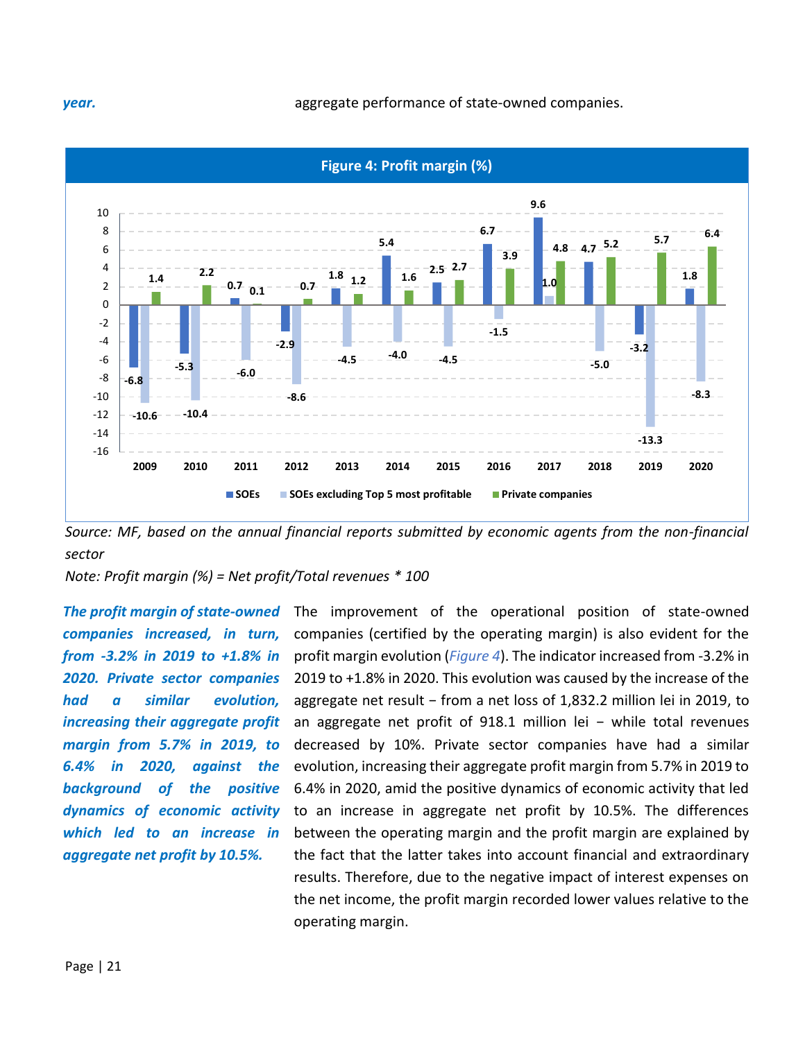*year.*

aggregate performance of state-owned companies.

**Figure 4: Profit margin (%)**

| Year | SOEs | SOEs excluding Top 5 most profitable | Private companies |
|---|---|---|---|
| 2009 | -6.8 | -10.6 | 1.4 |
| 2010 | -5.3 | -10.4 | 2.2 |
| 2011 | 0.7 | -6.0 | 0.1 |
| 2012 | -2.9 | -8.6 | 0.7 |
| 2013 | 1.8 | -4.5 | 1.2 |
| 2014 | 5.4 | -4.0 | 1.6 |
| 2015 | 2.5 | -4.5 | 2.7 |
| 2016 | 6.7 | -1.5 | 3.9 |
| 2017 | 9.6 | 1.0 | 4.8 |
| 2018 | 4.7 | -5.0 | 5.2 |
| 2019 | -3.2 | -13.3 | 5.7 |
| 2020 | 1.8 | -8.3 | 6.4 |

*Source: MF, based on the annual financial reports submitted by economic agents from the non-financial sector*

*Note: Profit margin (%) = Net profit/Total revenues * 100*

***The profit margin of state-owned companies increased, in turn, from -3.2% in 2019 to +1.8% in 2020. Private sector companies had a similar evolution, increasing their aggregate profit margin from 5.7% in 2019, to 6.4% in 2020, against the background of the positive dynamics of economic activity which led to an increase in aggregate net profit by 10.5%.***

The improvement of the operational position of state-owned companies (certified by the operating margin) is also evident for the profit margin evolution (*Figure 4*). The indicator increased from -3.2% in 2019 to +1.8% in 2020. This evolution was caused by the increase of the aggregate net result − from a net loss of 1,832.2 million lei in 2019, to an aggregate net profit of 918.1 million lei − while total revenues decreased by 10%. Private sector companies have had a similar evolution, increasing their aggregate profit margin from 5.7% in 2019 to 6.4% in 2020, amid the positive dynamics of economic activity that led to an increase in aggregate net profit by 10.5%. The differences between the operating margin and the profit margin are explained by the fact that the latter takes into account financial and extraordinary results. Therefore, due to the negative impact of interest expenses on the net income, the profit margin recorded lower values relative to the operating margin.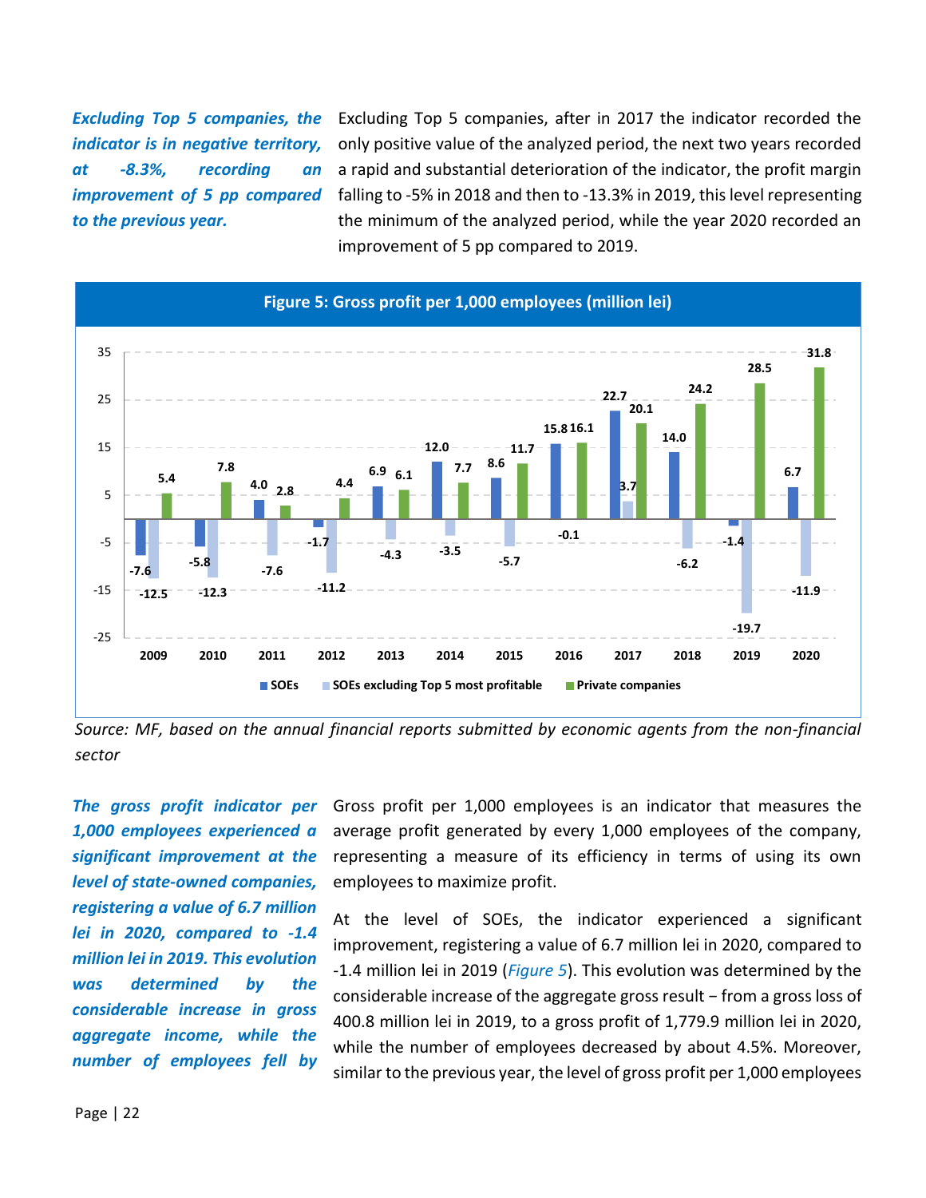***Excluding Top 5 companies, the indicator is in negative territory, at -8.3%, recording an improvement of 5 pp compared to the previous year.***

Excluding Top 5 companies, after in 2017 the indicator recorded the only positive value of the analyzed period, the next two years recorded a rapid and substantial deterioration of the indicator, the profit margin falling to -5% in 2018 and then to -13.3% in 2019, this level representing the minimum of the analyzed period, while the year 2020 recorded an improvement of 5 pp compared to 2019.

**Figure 5: Gross profit per 1,000 employees (million lei)**

| Year | SOEs | SOEs excluding Top 5 most profitable | Private companies |
|---|---|---|---|
| 2009 | -7.6 | -12.5 | 5.4 |
| 2010 | -5.8 | -12.3 | 7.8 |
| 2011 | 4.0 | -7.6 | 2.8 |
| 2012 | -1.7 | -11.2 | 4.4 |
| 2013 | 6.9 | -4.3 | 6.1 |
| 2014 | 12.0 | -3.5 | 7.7 |
| 2015 | 8.6 | -5.7 | 11.7 |
| 2016 | 15.8 | -0.1 | 16.1 |
| 2017 | 22.7 | 3.7 | 20.1 |
| 2018 | 14.0 | -6.2 | 24.2 |
| 2019 | -1.4 | -19.7 | 28.5 |
| 2020 | 6.7 | -11.9 | 31.8 |

*Source: MF, based on the annual financial reports submitted by economic agents from the non-financial sector*

***The gross profit indicator per 1,000 employees experienced a significant improvement at the level of state-owned companies, registering a value of 6.7 million lei in 2020, compared to -1.4 million lei in 2019. This evolution was determined by the considerable increase in gross aggregate income, while the number of employees fell by***

Gross profit per 1,000 employees is an indicator that measures the average profit generated by every 1,000 employees of the company, representing a measure of its efficiency in terms of using its own employees to maximize profit.

At the level of SOEs, the indicator experienced a significant improvement, registering a value of 6.7 million lei in 2020, compared to -1.4 million lei in 2019 (*Figure 5*). This evolution was determined by the considerable increase of the aggregate gross result − from a gross loss of 400.8 million lei in 2019, to a gross profit of 1,779.9 million lei in 2020, while the number of employees decreased by about 4.5%. Moreover, similar to the previous year, the level of gross profit per 1,000 employees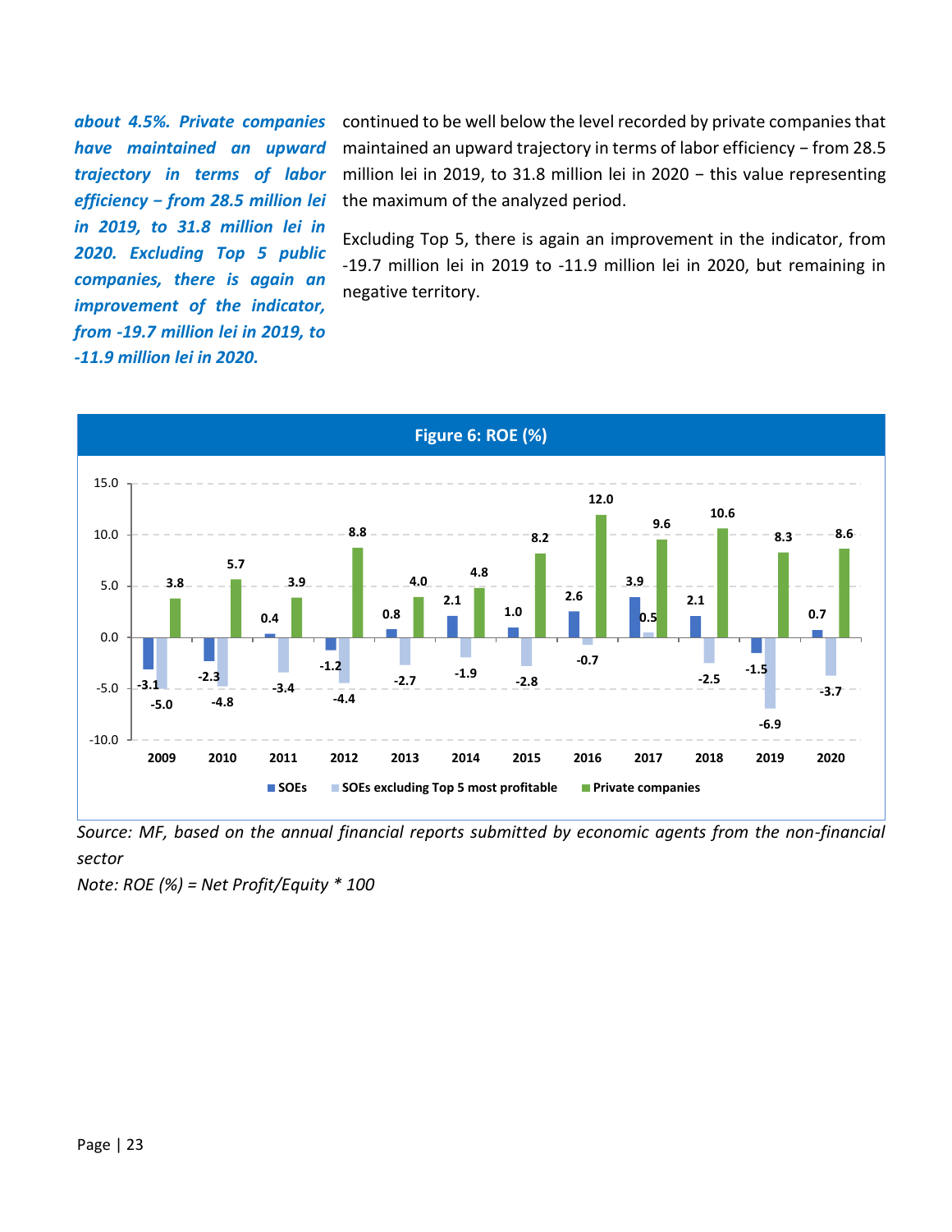***about 4.5%. Private companies have maintained an upward trajectory in terms of labor efficiency – from 28.5 million lei in 2019, to 31.8 million lei in 2020. Excluding Top 5 public companies, there is again an improvement of the indicator, from -19.7 million lei in 2019, to -11.9 million lei in 2020.***

continued to be well below the level recorded by private companies that maintained an upward trajectory in terms of labor efficiency – from 28.5 million lei in 2019, to 31.8 million lei in 2020 – this value representing the maximum of the analyzed period.

Excluding Top 5, there is again an improvement in the indicator, from -19.7 million lei in 2019 to -11.9 million lei in 2020, but remaining in negative territory.

**Figure 6: ROE (%)**

| Year | SOEs | SOEs excluding Top 5 most profitable | Private companies |
|---|---|---|---|
| 2009 | -3.1 | -5.0 | 3.8 |
| 2010 | -2.3 | -4.8 | 5.7 |
| 2011 | 0.4 | -3.4 | 3.9 |
| 2012 | -1.2 | -4.4 | 8.8 |
| 2013 | 0.8 | -2.7 | 4.0 |
| 2014 | 2.1 | -1.9 | 4.8 |
| 2015 | 1.0 | -2.8 | 8.2 |
| 2016 | 2.6 | -0.7 | 12.0 |
| 2017 | 3.9 | 0.5 | 9.6 |
| 2018 | 2.1 | -2.5 | 10.6 |
| 2019 | -1.5 | -6.9 | 8.3 |
| 2020 | 0.7 | -3.7 | 8.6 |

*Source: MF, based on the annual financial reports submitted by economic agents from the non-financial sector*

*Note: ROE (%) = Net Profit/Equity * 100*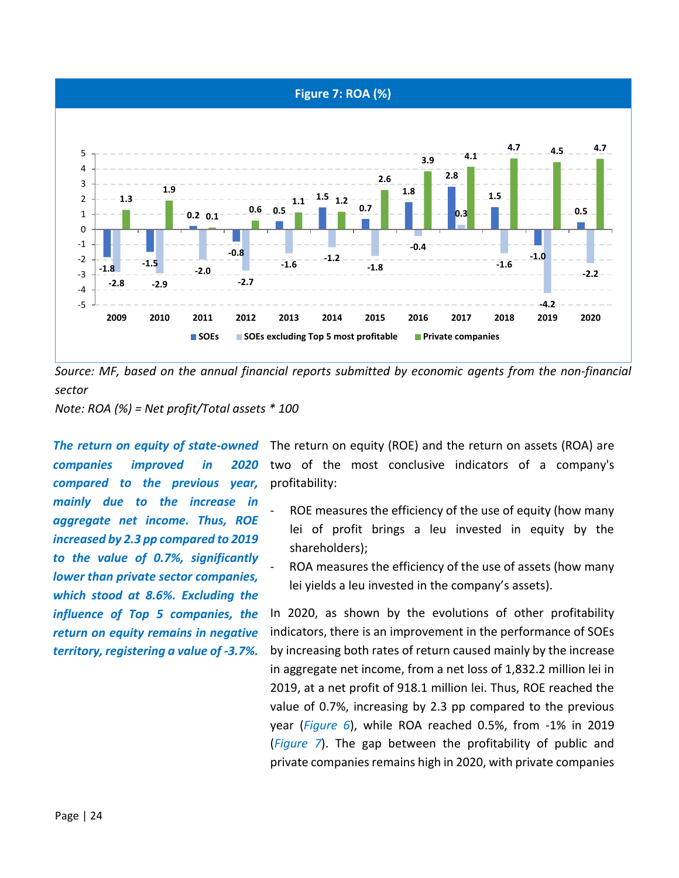**Figure 7: ROA (%)**

| | 2009 | 2010 | 2011 | 2012 | 2013 | 2014 | 2015 | 2016 | 2017 | 2018 | 2019 | 2020 |
|---|---|---|---|---|---|---|---|---|---|---|---|---|
| SOEs | -1.8 | -1.5 | 0.2 | -0.8 | 0.5 | 1.5 | 0.7 | 1.8 | 2.8 | 1.5 | -1.0 | 0.5 |
| SOEs excluding Top 5 most profitable | -2.8 | -2.9 | -2.0 | -2.7 | -1.6 | -1.2 | -1.8 | -0.4 | 0.3 | -1.6 | -4.2 | -2.2 |
| Private companies | 1.3 | 1.9 | 0.1 | 0.6 | 1.1 | 1.2 | 2.6 | 3.9 | 4.1 | 4.7 | 4.5 | 4.7 |

*Source: MF, based on the annual financial reports submitted by economic agents from the non-financial sector*

*Note: ROA (%) = Net profit/Total assets * 100*

***The return on equity of state-owned companies improved in 2020 compared to the previous year, mainly due to the increase in aggregate net income. Thus, ROE increased by 2.3 pp compared to 2019 to the value of 0.7%, significantly lower than private sector companies, which stood at 8.6%. Excluding the influence of Top 5 companies, the return on equity remains in negative territory, registering a value of -3.7%.***

The return on equity (ROE) and the return on assets (ROA) are two of the most conclusive indicators of a company's profitability:

- ROE measures the efficiency of the use of equity (how many lei of profit brings a leu invested in equity by the shareholders);
- ROA measures the efficiency of the use of assets (how many lei yields a leu invested in the company's assets).

In 2020, as shown by the evolutions of other profitability indicators, there is an improvement in the performance of SOEs by increasing both rates of return caused mainly by the increase in aggregate net income, from a net loss of 1,832.2 million lei in 2019, at a net profit of 918.1 million lei. Thus, ROE reached the value of 0.7%, increasing by 2.3 pp compared to the previous year (*Figure 6*), while ROA reached 0.5%, from -1% in 2019 (*Figure 7*). The gap between the profitability of public and private companies remains high in 2020, with private companies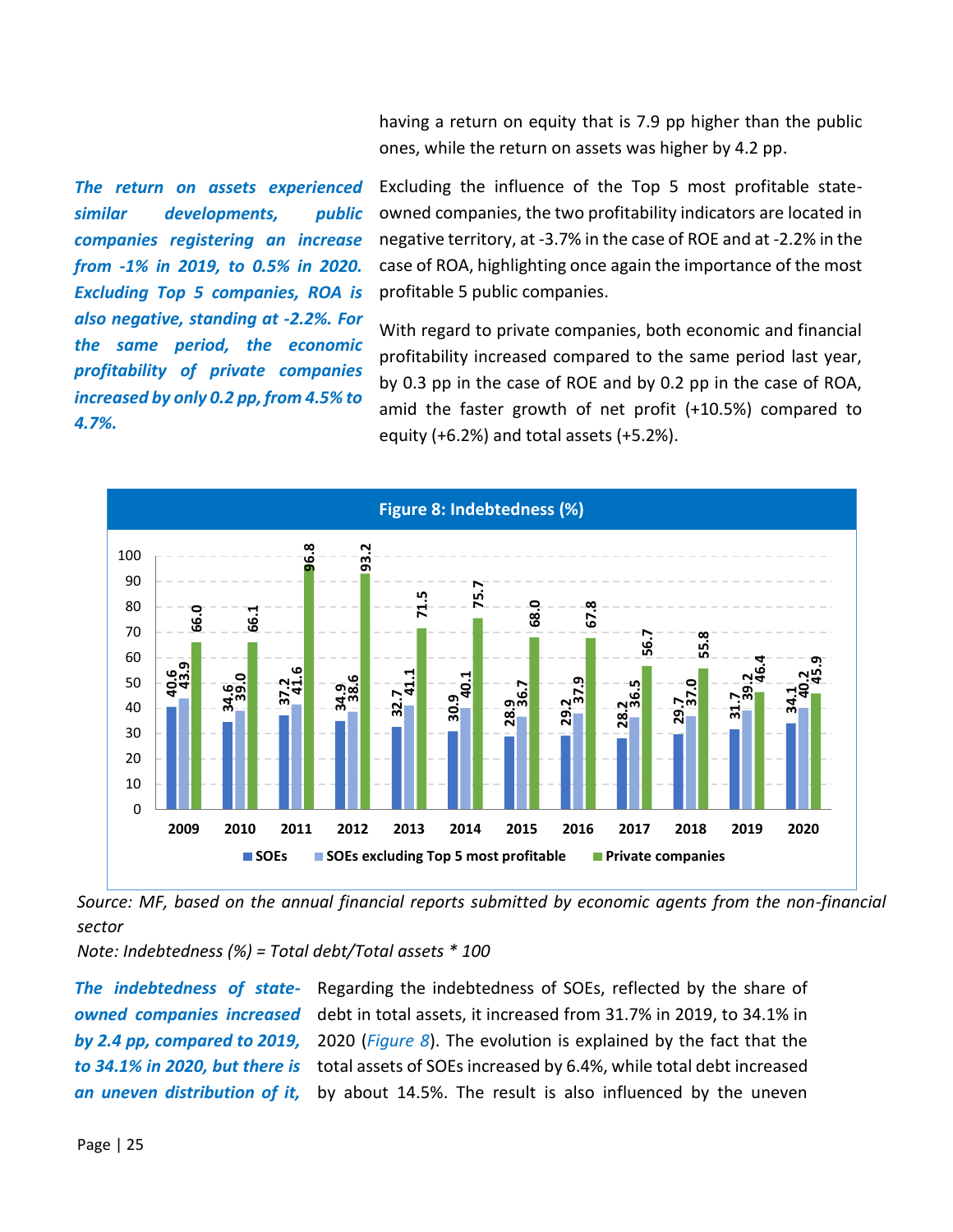having a return on equity that is 7.9 pp higher than the public ones, while the return on assets was higher by 4.2 pp.

***The return on assets experienced similar developments, public companies registering an increase from -1% in 2019, to 0.5% in 2020. Excluding Top 5 companies, ROA is also negative, standing at -2.2%. For the same period, the economic profitability of private companies increased by only 0.2 pp, from 4.5% to 4.7%.***

Excluding the influence of the Top 5 most profitable state-owned companies, the two profitability indicators are located in negative territory, at -3.7% in the case of ROE and at -2.2% in the case of ROA, highlighting once again the importance of the most profitable 5 public companies.

With regard to private companies, both economic and financial profitability increased compared to the same period last year, by 0.3 pp in the case of ROE and by 0.2 pp in the case of ROA, amid the faster growth of net profit (+10.5%) compared to equity (+6.2%) and total assets (+5.2%).

**Figure 8: Indebtedness (%)**

| Year | SOEs | SOEs excluding Top 5 most profitable | Private companies |
|---|---|---|---|
| 2009 | 40.6 | 43.9 | 66.0 |
| 2010 | 34.6 | 39.0 | 66.1 |
| 2011 | 37.2 | 41.6 | 96.8 |
| 2012 | 34.9 | 38.6 | 93.2 |
| 2013 | 32.7 | 41.1 | 71.5 |
| 2014 | 30.9 | 40.1 | 75.7 |
| 2015 | 28.9 | 36.7 | 68.0 |
| 2016 | 29.2 | 37.9 | 67.8 |
| 2017 | 28.2 | 36.5 | 56.7 |
| 2018 | 29.7 | 37.0 | 55.8 |
| 2019 | 31.7 | 39.2 | 46.4 |
| 2020 | 34.1 | 40.2 | 45.9 |

*Source: MF, based on the annual financial reports submitted by economic agents from the non-financial sector*

*Note: Indebtedness (%) = Total debt/Total assets * 100*

***The indebtedness of state-owned companies increased by 2.4 pp, compared to 2019, to 34.1% in 2020, but there is an uneven distribution of it,***

Regarding the indebtedness of SOEs, reflected by the share of debt in total assets, it increased from 31.7% in 2019, to 34.1% in 2020 (*Figure 8*). The evolution is explained by the fact that the total assets of SOEs increased by 6.4%, while total debt increased by about 14.5%. The result is also influenced by the uneven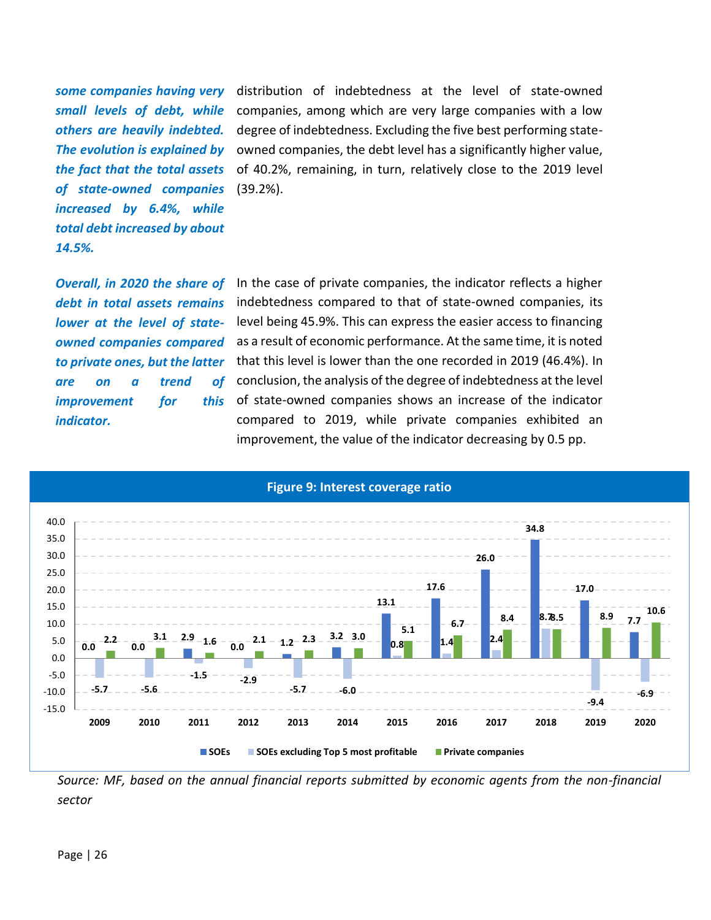*some companies having very small levels of debt, while others are heavily indebted. The evolution is explained by the fact that the total assets of state-owned companies increased by 6.4%, while total debt increased by about 14.5%.*

distribution of indebtedness at the level of state-owned companies, among which are very large companies with a low degree of indebtedness. Excluding the five best performing state-owned companies, the debt level has a significantly higher value, of 40.2%, remaining, in turn, relatively close to the 2019 level (39.2%).

***Overall, in 2020 the share of debt in total assets remains lower at the level of state-owned companies compared to private ones, but the latter are on a trend of improvement for this indicator.***

In the case of private companies, the indicator reflects a higher indebtedness compared to that of state-owned companies, its level being 45.9%. This can express the easier access to financing as a result of economic performance. At the same time, it is noted that this level is lower than the one recorded in 2019 (46.4%). In conclusion, the analysis of the degree of indebtedness at the level of state-owned companies shows an increase of the indicator compared to 2019, while private companies exhibited an improvement, the value of the indicator decreasing by 0.5 pp.

**Figure 9: Interest coverage ratio**

| Year | SOEs | SOEs excluding Top 5 most profitable | Private companies |
|---|---|---|---|
| 2009 | 0.0 | -5.7 | 2.2 |
| 2010 | 0.0 | -5.6 | 3.1 |
| 2011 | 2.9 | -1.5 | 1.6 |
| 2012 | 0.0 | -2.9 | 2.1 |
| 2013 | 1.2 | -5.7 | 2.3 |
| 2014 | 3.2 | -6.0 | 3.0 |
| 2015 | 13.1 | 0.8 | 5.1 |
| 2016 | 17.6 | 1.4 | 6.7 |
| 2017 | 26.0 | 2.4 | 8.4 |
| 2018 | 34.8 | 8.7 | 8.5 |
| 2019 | 17.0 | -9.4 | 8.9 |
| 2020 | 7.7 | -6.9 | 10.6 |

*Source: MF, based on the annual financial reports submitted by economic agents from the non-financial sector*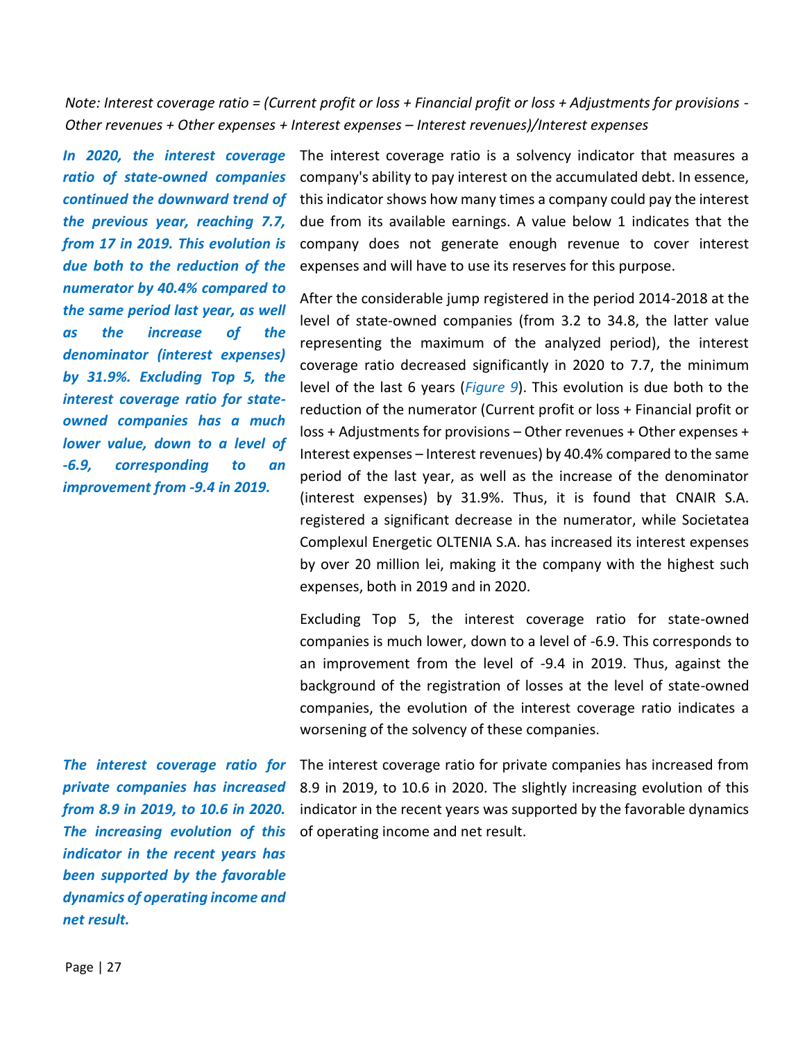*Note: Interest coverage ratio = (Current profit or loss + Financial profit or loss + Adjustments for provisions - Other revenues + Other expenses + Interest expenses – Interest revenues)/Interest expenses*

***In 2020, the interest coverage ratio of state-owned companies continued the downward trend of the previous year, reaching 7.7, from 17 in 2019. This evolution is due both to the reduction of the numerator by 40.4% compared to the same period last year, as well as the increase of the denominator (interest expenses) by 31.9%. Excluding Top 5, the interest coverage ratio for state-owned companies has a much lower value, down to a level of -6.9, corresponding to an improvement from -9.4 in 2019.***

The interest coverage ratio is a solvency indicator that measures a company's ability to pay interest on the accumulated debt. In essence, this indicator shows how many times a company could pay the interest due from its available earnings. A value below 1 indicates that the company does not generate enough revenue to cover interest expenses and will have to use its reserves for this purpose.

After the considerable jump registered in the period 2014-2018 at the level of state-owned companies (from 3.2 to 34.8, the latter value representing the maximum of the analyzed period), the interest coverage ratio decreased significantly in 2020 to 7.7, the minimum level of the last 6 years (*Figure 9*). This evolution is due both to the reduction of the numerator (Current profit or loss + Financial profit or loss + Adjustments for provisions – Other revenues + Other expenses + Interest expenses – Interest revenues) by 40.4% compared to the same period of the last year, as well as the increase of the denominator (interest expenses) by 31.9%. Thus, it is found that CNAIR S.A. registered a significant decrease in the numerator, while Societatea Complexul Energetic OLTENIA S.A. has increased its interest expenses by over 20 million lei, making it the company with the highest such expenses, both in 2019 and in 2020.

Excluding Top 5, the interest coverage ratio for state-owned companies is much lower, down to a level of -6.9. This corresponds to an improvement from the level of -9.4 in 2019. Thus, against the background of the registration of losses at the level of state-owned companies, the evolution of the interest coverage ratio indicates a worsening of the solvency of these companies.

***The interest coverage ratio for private companies has increased from 8.9 in 2019, to 10.6 in 2020. The increasing evolution of this indicator in the recent years has been supported by the favorable dynamics of operating income and net result.***

The interest coverage ratio for private companies has increased from 8.9 in 2019, to 10.6 in 2020. The slightly increasing evolution of this indicator in the recent years was supported by the favorable dynamics of operating income and net result.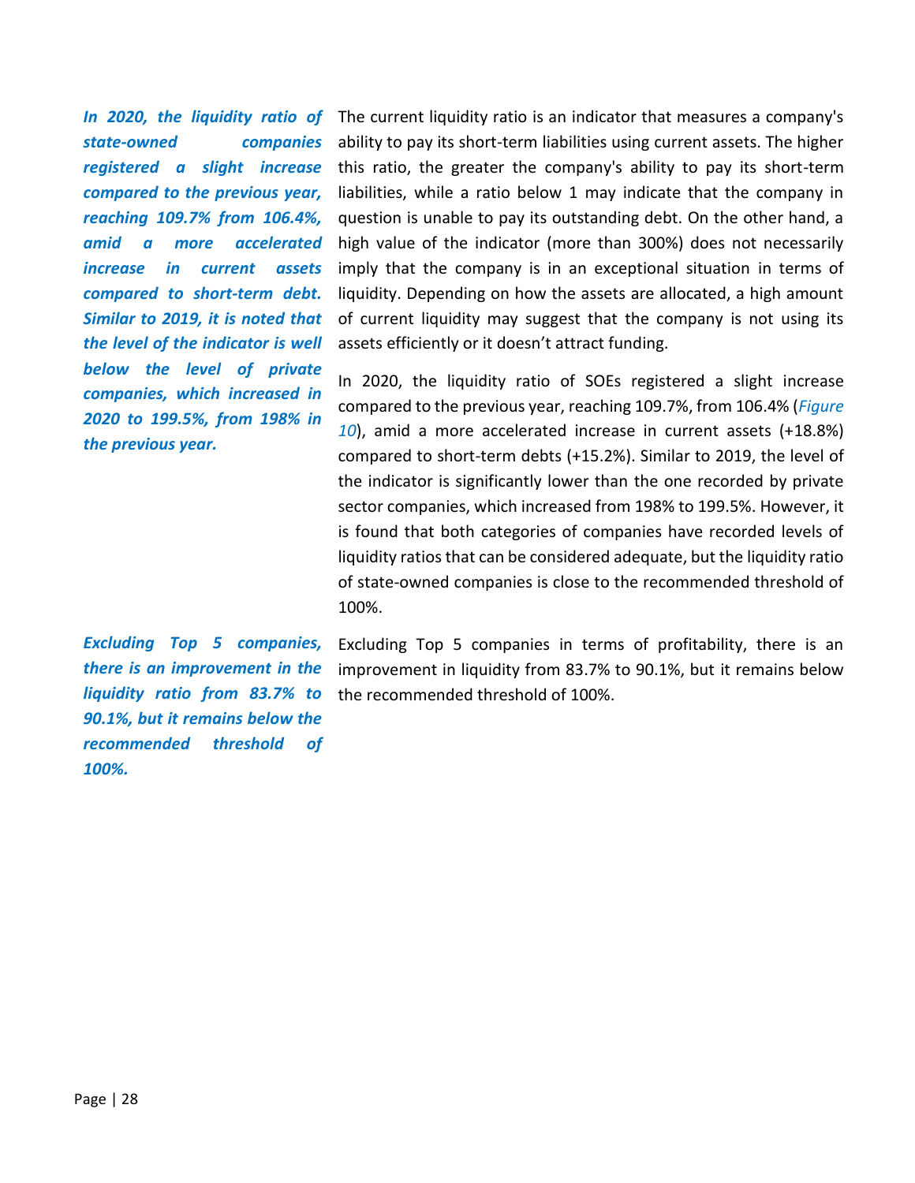***In 2020, the liquidity ratio of state-owned companies registered a slight increase compared to the previous year, reaching 109.7% from 106.4%, amid a more accelerated increase in current assets compared to short-term debt. Similar to 2019, it is noted that the level of the indicator is well below the level of private companies, which increased in 2020 to 199.5%, from 198% in the previous year.***

The current liquidity ratio is an indicator that measures a company's ability to pay its short-term liabilities using current assets. The higher this ratio, the greater the company's ability to pay its short-term liabilities, while a ratio below 1 may indicate that the company in question is unable to pay its outstanding debt. On the other hand, a high value of the indicator (more than 300%) does not necessarily imply that the company is in an exceptional situation in terms of liquidity. Depending on how the assets are allocated, a high amount of current liquidity may suggest that the company is not using its assets efficiently or it doesn't attract funding.

In 2020, the liquidity ratio of SOEs registered a slight increase compared to the previous year, reaching 109.7%, from 106.4% (*Figure 10*), amid a more accelerated increase in current assets (+18.8%) compared to short-term debts (+15.2%). Similar to 2019, the level of the indicator is significantly lower than the one recorded by private sector companies, which increased from 198% to 199.5%. However, it is found that both categories of companies have recorded levels of liquidity ratios that can be considered adequate, but the liquidity ratio of state-owned companies is close to the recommended threshold of 100%.

***Excluding Top 5 companies, there is an improvement in the liquidity ratio from 83.7% to 90.1%, but it remains below the recommended threshold of 100%.***

Excluding Top 5 companies in terms of profitability, there is an improvement in liquidity from 83.7% to 90.1%, but it remains below the recommended threshold of 100%.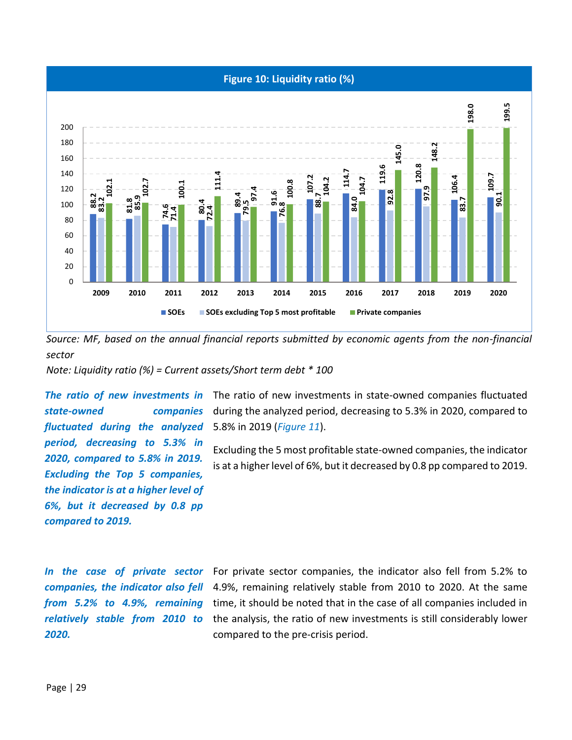**Figure 10: Liquidity ratio (%)**

| Year | SOEs | SOEs excluding Top 5 most profitable | Private companies |
|---|---|---|---|
| 2009 | 88.2 | 83.2 | 102.1 |
| 2010 | 81.8 | 85.9 | 102.7 |
| 2011 | 74.6 | 71.4 | 100.1 |
| 2012 | 80.4 | 72.4 | 111.4 |
| 2013 | 89.4 | 79.5 | 97.4 |
| 2014 | 91.6 | 76.8 | 100.8 |
| 2015 | 107.2 | 88.7 | 104.2 |
| 2016 | 114.7 | 84.0 | 104.7 |
| 2017 | 119.6 | 92.8 | 145.0 |
| 2018 | 120.8 | 97.9 | 148.2 |
| 2019 | 106.4 | 83.7 | 198.0 |
| 2020 | 109.7 | 90.1 | 199.5 |

*Source: MF, based on the annual financial reports submitted by economic agents from the non-financial sector*

*Note: Liquidity ratio (%) = Current assets/Short term debt * 100*

***The ratio of new investments in state-owned companies fluctuated during the analyzed period, decreasing to 5.3% in 2020, compared to 5.8% in 2019. Excluding the Top 5 companies, the indicator is at a higher level of 6%, but it decreased by 0.8 pp compared to 2019.***

The ratio of new investments in state-owned companies fluctuated during the analyzed period, decreasing to 5.3% in 2020, compared to 5.8% in 2019 (*Figure 11*).

Excluding the 5 most profitable state-owned companies, the indicator is at a higher level of 6%, but it decreased by 0.8 pp compared to 2019.

***In the case of private sector companies, the indicator also fell from 5.2% to 4.9%, remaining relatively stable from 2010 to 2020.***

For private sector companies, the indicator also fell from 5.2% to 4.9%, remaining relatively stable from 2010 to 2020. At the same time, it should be noted that in the case of all companies included in the analysis, the ratio of new investments is still considerably lower compared to the pre-crisis period.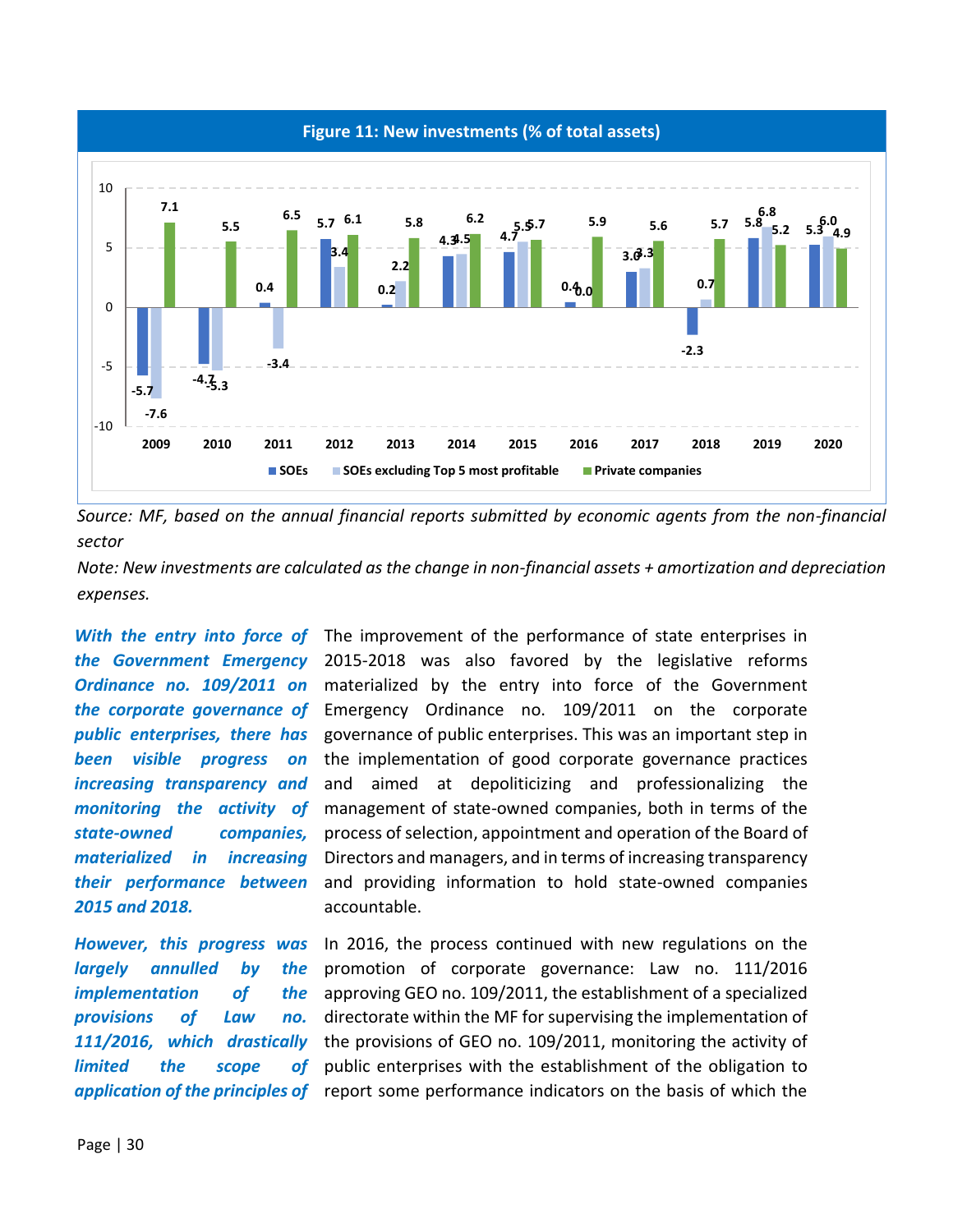**Figure 11: New investments (% of total assets)**

| Year | SOEs | SOEs excluding Top 5 most profitable | Private companies |
|---|---|---|---|
| 2009 | -5.7 | -7.6 | 7.1 |
| 2010 | -4.7 | -5.3 | 5.5 |
| 2011 | 0.4 | -3.4 | 6.5 |
| 2012 | 5.7 | 3.4 | 6.1 |
| 2013 | 0.2 | 2.2 | 5.8 |
| 2014 | 4.3 | 4.5 | 6.2 |
| 2015 | 4.7 | 5.5 | 5.7 |
| 2016 | 0.4 | 0.0 | 5.9 |
| 2017 | 3.0 | 3.3 | 5.6 |
| 2018 | -2.3 | 0.7 | 5.7 |
| 2019 | 5.8 | 6.8 | 5.2 |
| 2020 | 5.3 | 6.0 | 4.9 |

*Source: MF, based on the annual financial reports submitted by economic agents from the non-financial sector*

*Note: New investments are calculated as the change in non-financial assets + amortization and depreciation expenses.*

***With the entry into force of the Government Emergency Ordinance no. 109/2011 on the corporate governance of public enterprises, there has been visible progress on increasing transparency and monitoring the activity of state-owned companies, materialized in increasing their performance between 2015 and 2018.***

The improvement of the performance of state enterprises in 2015-2018 was also favored by the legislative reforms materialized by the entry into force of the Government Emergency Ordinance no. 109/2011 on the corporate governance of public enterprises. This was an important step in the implementation of good corporate governance practices and aimed at depoliticizing and professionalizing the management of state-owned companies, both in terms of the process of selection, appointment and operation of the Board of Directors and managers, and in terms of increasing transparency and providing information to hold state-owned companies accountable.

***However, this progress was largely annulled by the implementation of the provisions of Law no. 111/2016, which drastically limited the scope of application of the principles of***

In 2016, the process continued with new regulations on the promotion of corporate governance: Law no. 111/2016 approving GEO no. 109/2011, the establishment of a specialized directorate within the MF for supervising the implementation of the provisions of GEO no. 109/2011, monitoring the activity of public enterprises with the establishment of the obligation to report some performance indicators on the basis of which the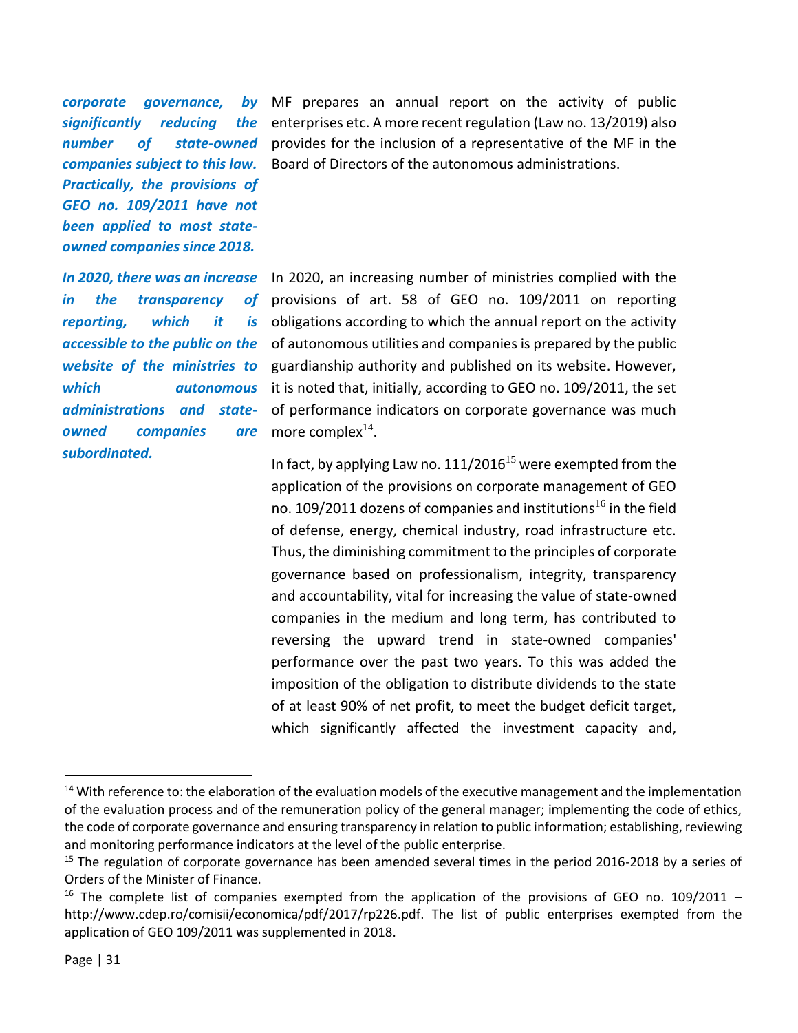***corporate governance, by significantly reducing the number of state-owned companies subject to this law. Practically, the provisions of GEO no. 109/2011 have not been applied to most state-owned companies since 2018.***

MF prepares an annual report on the activity of public enterprises etc. A more recent regulation (Law no. 13/2019) also provides for the inclusion of a representative of the MF in the Board of Directors of the autonomous administrations.

***In 2020, there was an increase in the transparency of reporting, which it is accessible to the public on the website of the ministries to which autonomous administrations and state-owned companies are subordinated.***

In 2020, an increasing number of ministries complied with the provisions of art. 58 of GEO no. 109/2011 on reporting obligations according to which the annual report on the activity of autonomous utilities and companies is prepared by the public guardianship authority and published on its website. However, it is noted that, initially, according to GEO no. 109/2011, the set of performance indicators on corporate governance was much more complex[14].

In fact, by applying Law no. 111/2016[15] were exempted from the application of the provisions on corporate management of GEO no. 109/2011 dozens of companies and institutions[16] in the field of defense, energy, chemical industry, road infrastructure etc. Thus, the diminishing commitment to the principles of corporate governance based on professionalism, integrity, transparency and accountability, vital for increasing the value of state-owned companies in the medium and long term, has contributed to reversing the upward trend in state-owned companies' performance over the past two years. To this was added the imposition of the obligation to distribute dividends to the state of at least 90% of net profit, to meet the budget deficit target, which significantly affected the investment capacity and,

---

[14] With reference to: the elaboration of the evaluation models of the executive management and the implementation of the evaluation process and of the remuneration policy of the general manager; implementing the code of ethics, the code of corporate governance and ensuring transparency in relation to public information; establishing, reviewing and monitoring performance indicators at the level of the public enterprise.

[15] The regulation of corporate governance has been amended several times in the period 2016-2018 by a series of Orders of the Minister of Finance.

[16] The complete list of companies exempted from the application of the provisions of GEO no. 109/2011 – http://www.cdep.ro/comisii/economica/pdf/2017/rp226.pdf. The list of public enterprises exempted from the application of GEO 109/2011 was supplemented in 2018.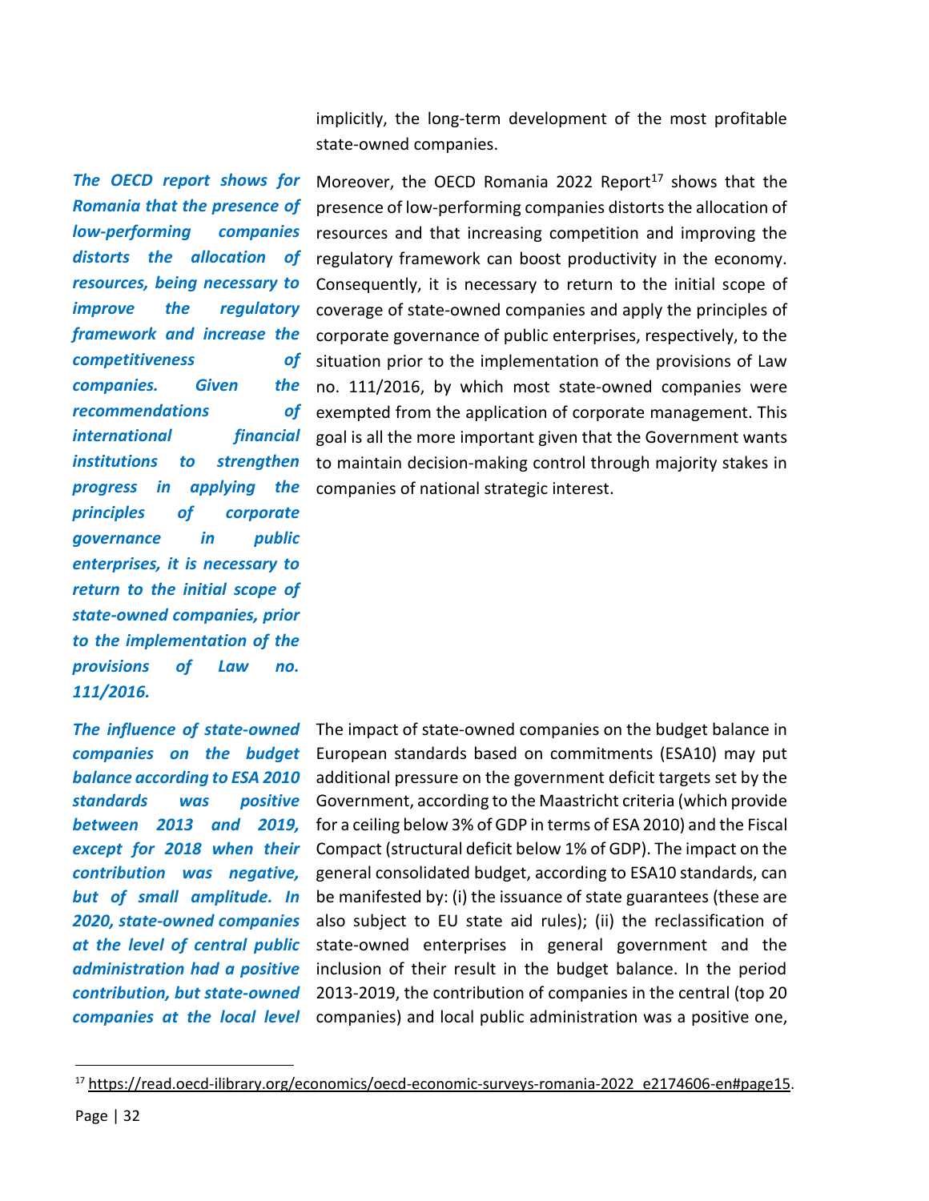implicitly, the long-term development of the most profitable state-owned companies.

***The OECD report shows for Romania that the presence of low-performing companies distorts the allocation of resources, being necessary to improve the regulatory framework and increase the competitiveness of companies. Given the recommendations of international financial institutions to strengthen progress in applying the principles of corporate governance in public enterprises, it is necessary to return to the initial scope of state-owned companies, prior to the implementation of the provisions of Law no. 111/2016.***

Moreover, the OECD Romania 2022 Report[17] shows that the presence of low-performing companies distorts the allocation of resources and that increasing competition and improving the regulatory framework can boost productivity in the economy. Consequently, it is necessary to return to the initial scope of coverage of state-owned companies and apply the principles of corporate governance of public enterprises, respectively, to the situation prior to the implementation of the provisions of Law no. 111/2016, by which most state-owned companies were exempted from the application of corporate management. This goal is all the more important given that the Government wants to maintain decision-making control through majority stakes in companies of national strategic interest.

***The influence of state-owned companies on the budget balance according to ESA 2010 standards was positive between 2013 and 2019, except for 2018 when their contribution was negative, but of small amplitude. In 2020, state-owned companies at the level of central public administration had a positive contribution, but state-owned companies at the local level***

The impact of state-owned companies on the budget balance in European standards based on commitments (ESA10) may put additional pressure on the government deficit targets set by the Government, according to the Maastricht criteria (which provide for a ceiling below 3% of GDP in terms of ESA 2010) and the Fiscal Compact (structural deficit below 1% of GDP). The impact on the general consolidated budget, according to ESA10 standards, can be manifested by: (i) the issuance of state guarantees (these are also subject to EU state aid rules); (ii) the reclassification of state-owned enterprises in general government and the inclusion of their result in the budget balance. In the period 2013-2019, the contribution of companies in the central (top 20 companies) and local public administration was a positive one,

[17] https://read.oecd-ilibrary.org/economics/oecd-economic-surveys-romania-2022_e2174606-en#page15.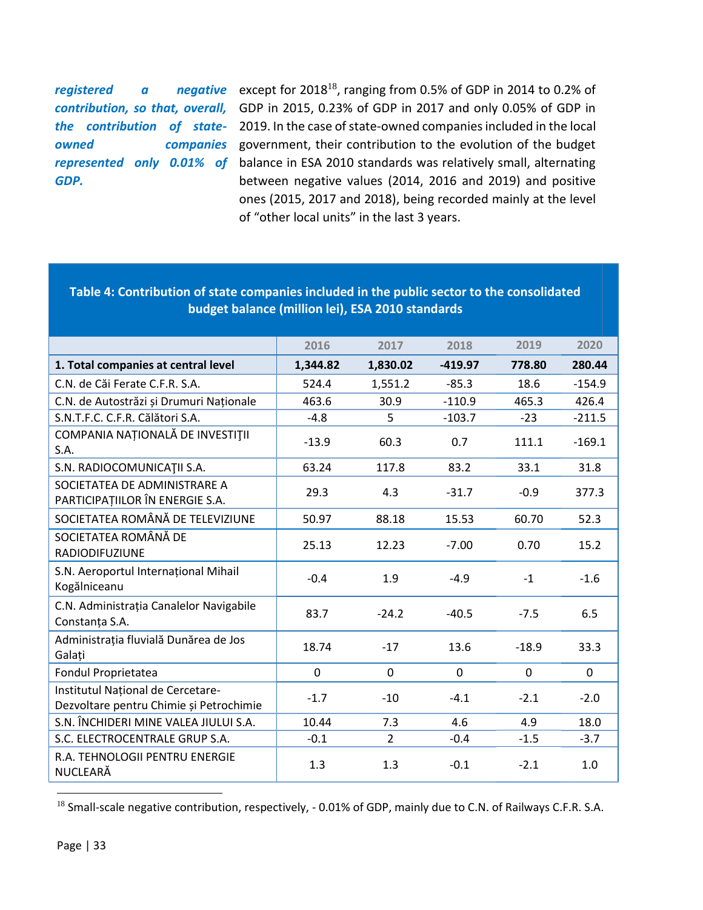***registered a negative contribution, so that, overall, the contribution of state-owned companies represented only 0.01% of GDP.***

except for 2018[18], ranging from 0.5% of GDP in 2014 to 0.2% of GDP in 2015, 0.23% of GDP in 2017 and only 0.05% of GDP in 2019. In the case of state-owned companies included in the local government, their contribution to the evolution of the budget balance in ESA 2010 standards was relatively small, alternating between negative values (2014, 2016 and 2019) and positive ones (2015, 2017 and 2018), being recorded mainly at the level of "other local units" in the last 3 years.

**Table 4: Contribution of state companies included in the public sector to the consolidated budget balance (million lei), ESA 2010 standards**

| | 2016 | 2017 | 2018 | 2019 | 2020 |
|---|---|---|---|---|---|
| **1. Total companies at central level** | **1,344.82** | **1,830.02** | **-419.97** | **778.80** | **280.44** |
| C.N. de Căi Ferate C.F.R. S.A. | 524.4 | 1,551.2 | -85.3 | 18.6 | -154.9 |
| C.N. de Autostrăzi și Drumuri Naționale | 463.6 | 30.9 | -110.9 | 465.3 | 426.4 |
| S.N.T.F.C. C.F.R. Călători S.A. | -4.8 | 5 | -103.7 | -23 | -211.5 |
| COMPANIA NAȚIONALĂ DE INVESTIȚII S.A. | -13.9 | 60.3 | 0.7 | 111.1 | -169.1 |
| S.N. RADIOCOMUNICAȚII S.A. | 63.24 | 117.8 | 83.2 | 33.1 | 31.8 |
| SOCIETATEA DE ADMINISTRARE A PARTICIPAȚIILOR ÎN ENERGIE S.A. | 29.3 | 4.3 | -31.7 | -0.9 | 377.3 |
| SOCIETATEA ROMÂNĂ DE TELEVIZIUNE | 50.97 | 88.18 | 15.53 | 60.70 | 52.3 |
| SOCIETATEA ROMÂNĂ DE RADIODIFUZIUNE | 25.13 | 12.23 | -7.00 | 0.70 | 15.2 |
| S.N. Aeroportul Internațional Mihail Kogălniceanu | -0.4 | 1.9 | -4.9 | -1 | -1.6 |
| C.N. Administrația Canalelor Navigabile Constanța S.A. | 83.7 | -24.2 | -40.5 | -7.5 | 6.5 |
| Administrația fluvială Dunărea de Jos Galați | 18.74 | -17 | 13.6 | -18.9 | 33.3 |
| Fondul Proprietatea | 0 | 0 | 0 | 0 | 0 |
| Institutul Național de Cercetare-Dezvoltare pentru Chimie și Petrochimie | -1.7 | -10 | -4.1 | -2.1 | -2.0 |
| S.N. ÎNCHIDERI MINE VALEA JIULUI S.A. | 10.44 | 7.3 | 4.6 | 4.9 | 18.0 |
| S.C. ELECTROCENTRALE GRUP S.A. | -0.1 | 2 | -0.4 | -1.5 | -3.7 |
| R.A. TEHNOLOGII PENTRU ENERGIE NUCLEARĂ | 1.3 | 1.3 | -0.1 | -2.1 | 1.0 |

[18] Small-scale negative contribution, respectively, - 0.01% of GDP, mainly due to C.N. of Railways C.F.R. S.A.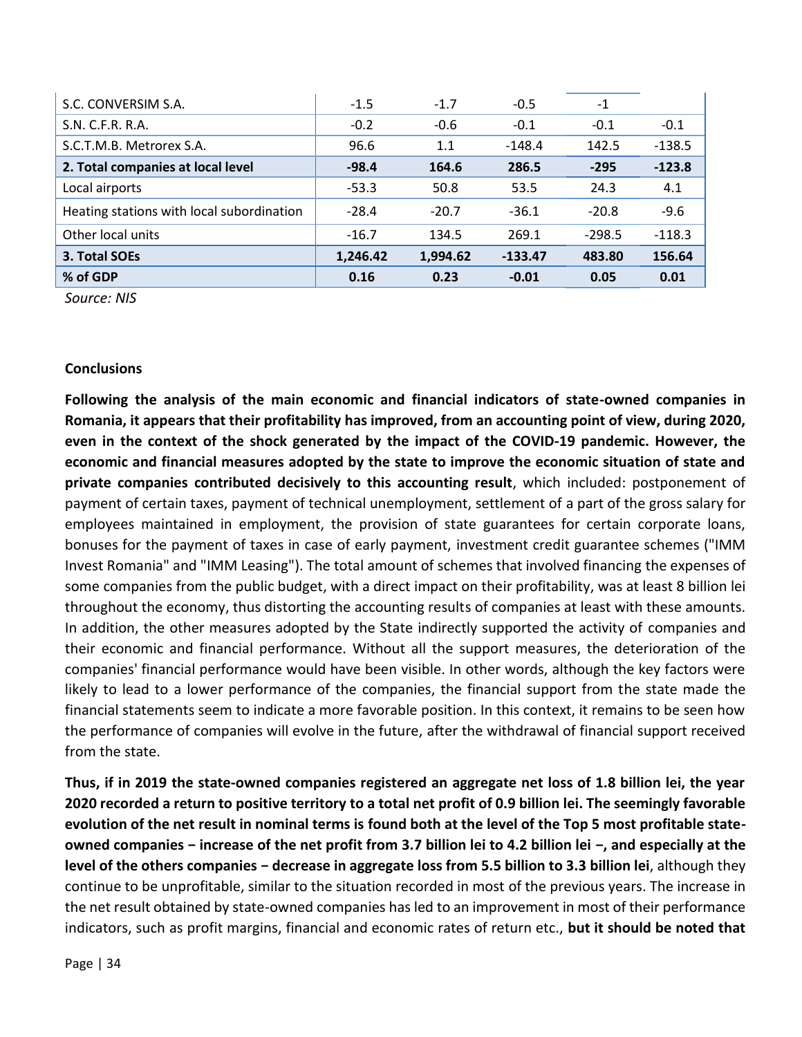| | | | | | |
|---|---|---|---|---|---|
| S.C. CONVERSIM S.A. | -1.5 | -1.7 | -0.5 | -1 | |
| S.N. C.F.R. R.A. | -0.2 | -0.6 | -0.1 | -0.1 | -0.1 |
| S.C.T.M.B. Metrorex S.A. | 96.6 | 1.1 | -148.4 | 142.5 | -138.5 |
| **2. Total companies at local level** | **-98.4** | **164.6** | **286.5** | **-295** | **-123.8** |
| Local airports | -53.3 | 50.8 | 53.5 | 24.3 | 4.1 |
| Heating stations with local subordination | -28.4 | -20.7 | -36.1 | -20.8 | -9.6 |
| Other local units | -16.7 | 134.5 | 269.1 | -298.5 | -118.3 |
| **3. Total SOEs** | **1,246.42** | **1,994.62** | **-133.47** | **483.80** | **156.64** |
| **% of GDP** | **0.16** | **0.23** | **-0.01** | **0.05** | **0.01** |

*Source: NIS*

**Conclusions**

**Following the analysis of the main economic and financial indicators of state-owned companies in Romania, it appears that their profitability has improved, from an accounting point of view, during 2020, even in the context of the shock generated by the impact of the COVID-19 pandemic. However, the economic and financial measures adopted by the state to improve the economic situation of state and private companies contributed decisively to this accounting result**, which included: postponement of payment of certain taxes, payment of technical unemployment, settlement of a part of the gross salary for employees maintained in employment, the provision of state guarantees for certain corporate loans, bonuses for the payment of taxes in case of early payment, investment credit guarantee schemes ("IMM Invest Romania" and "IMM Leasing"). The total amount of schemes that involved financing the expenses of some companies from the public budget, with a direct impact on their profitability, was at least 8 billion lei throughout the economy, thus distorting the accounting results of companies at least with these amounts. In addition, the other measures adopted by the State indirectly supported the activity of companies and their economic and financial performance. Without all the support measures, the deterioration of the companies' financial performance would have been visible. In other words, although the key factors were likely to lead to a lower performance of the companies, the financial support from the state made the financial statements seem to indicate a more favorable position. In this context, it remains to be seen how the performance of companies will evolve in the future, after the withdrawal of financial support received from the state.

**Thus, if in 2019 the state-owned companies registered an aggregate net loss of 1.8 billion lei, the year 2020 recorded a return to positive territory to a total net profit of 0.9 billion lei. The seemingly favorable evolution of the net result in nominal terms is found both at the level of the Top 5 most profitable state-owned companies − increase of the net profit from 3.7 billion lei to 4.2 billion lei −, and especially at the level of the others companies − decrease in aggregate loss from 5.5 billion to 3.3 billion lei**, although they continue to be unprofitable, similar to the situation recorded in most of the previous years. The increase in the net result obtained by state-owned companies has led to an improvement in most of their performance indicators, such as profit margins, financial and economic rates of return etc., **but it should be noted that**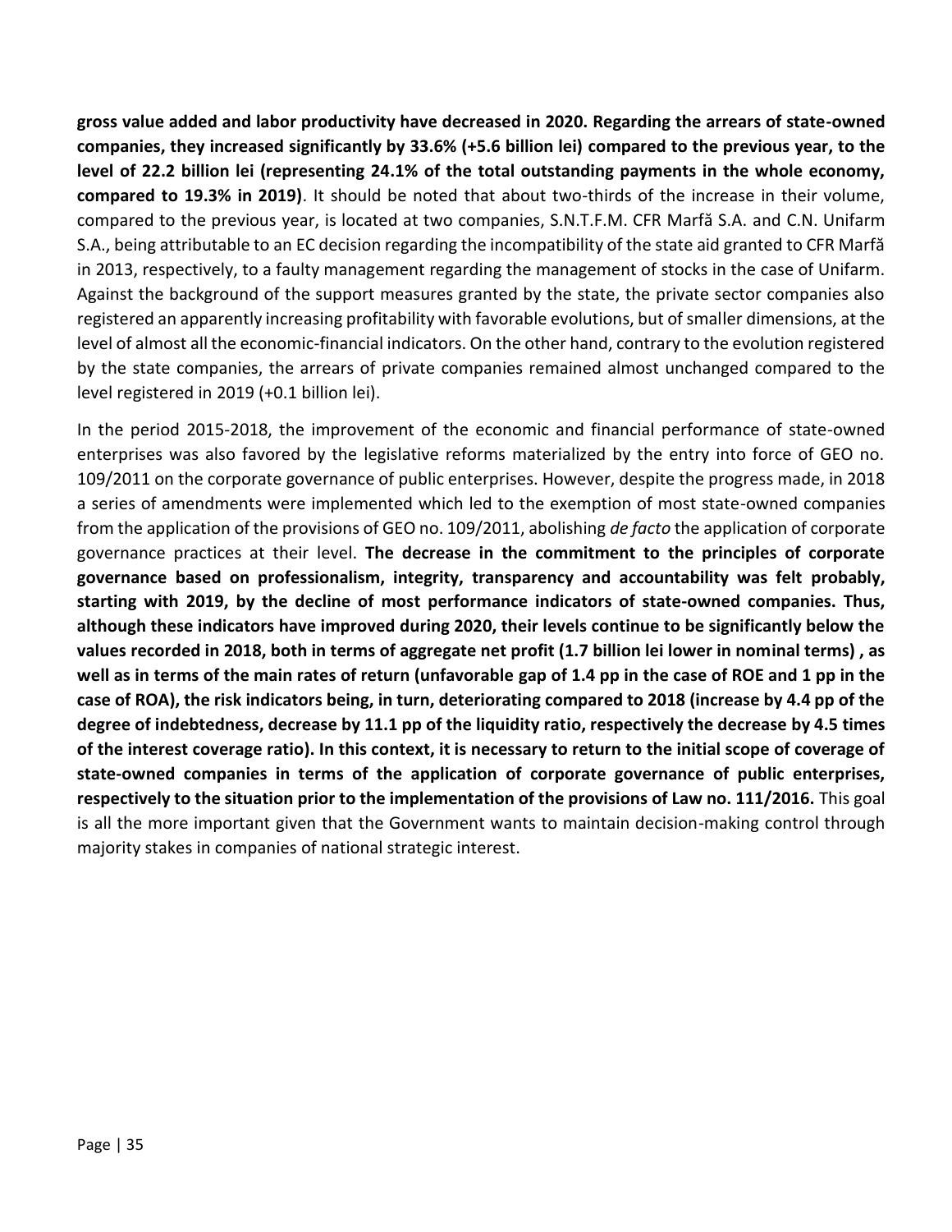**gross value added and labor productivity have decreased in 2020. Regarding the arrears of state-owned companies, they increased significantly by 33.6% (+5.6 billion lei) compared to the previous year, to the level of 22.2 billion lei (representing 24.1% of the total outstanding payments in the whole economy, compared to 19.3% in 2019)**. It should be noted that about two-thirds of the increase in their volume, compared to the previous year, is located at two companies, S.N.T.F.M. CFR Marfă S.A. and C.N. Unifarm S.A., being attributable to an EC decision regarding the incompatibility of the state aid granted to CFR Marfă in 2013, respectively, to a faulty management regarding the management of stocks in the case of Unifarm. Against the background of the support measures granted by the state, the private sector companies also registered an apparently increasing profitability with favorable evolutions, but of smaller dimensions, at the level of almost all the economic-financial indicators. On the other hand, contrary to the evolution registered by the state companies, the arrears of private companies remained almost unchanged compared to the level registered in 2019 (+0.1 billion lei).

In the period 2015-2018, the improvement of the economic and financial performance of state-owned enterprises was also favored by the legislative reforms materialized by the entry into force of GEO no. 109/2011 on the corporate governance of public enterprises. However, despite the progress made, in 2018 a series of amendments were implemented which led to the exemption of most state-owned companies from the application of the provisions of GEO no. 109/2011, abolishing *de facto* the application of corporate governance practices at their level. **The decrease in the commitment to the principles of corporate governance based on professionalism, integrity, transparency and accountability was felt probably, starting with 2019, by the decline of most performance indicators of state-owned companies. Thus, although these indicators have improved during 2020, their levels continue to be significantly below the values recorded in 2018, both in terms of aggregate net profit (1.7 billion lei lower in nominal terms) , as well as in terms of the main rates of return (unfavorable gap of 1.4 pp in the case of ROE and 1 pp in the case of ROA), the risk indicators being, in turn, deteriorating compared to 2018 (increase by 4.4 pp of the degree of indebtedness, decrease by 11.1 pp of the liquidity ratio, respectively the decrease by 4.5 times of the interest coverage ratio). In this context, it is necessary to return to the initial scope of coverage of state-owned companies in terms of the application of corporate governance of public enterprises, respectively to the situation prior to the implementation of the provisions of Law no. 111/2016.** This goal is all the more important given that the Government wants to maintain decision-making control through majority stakes in companies of national strategic interest.